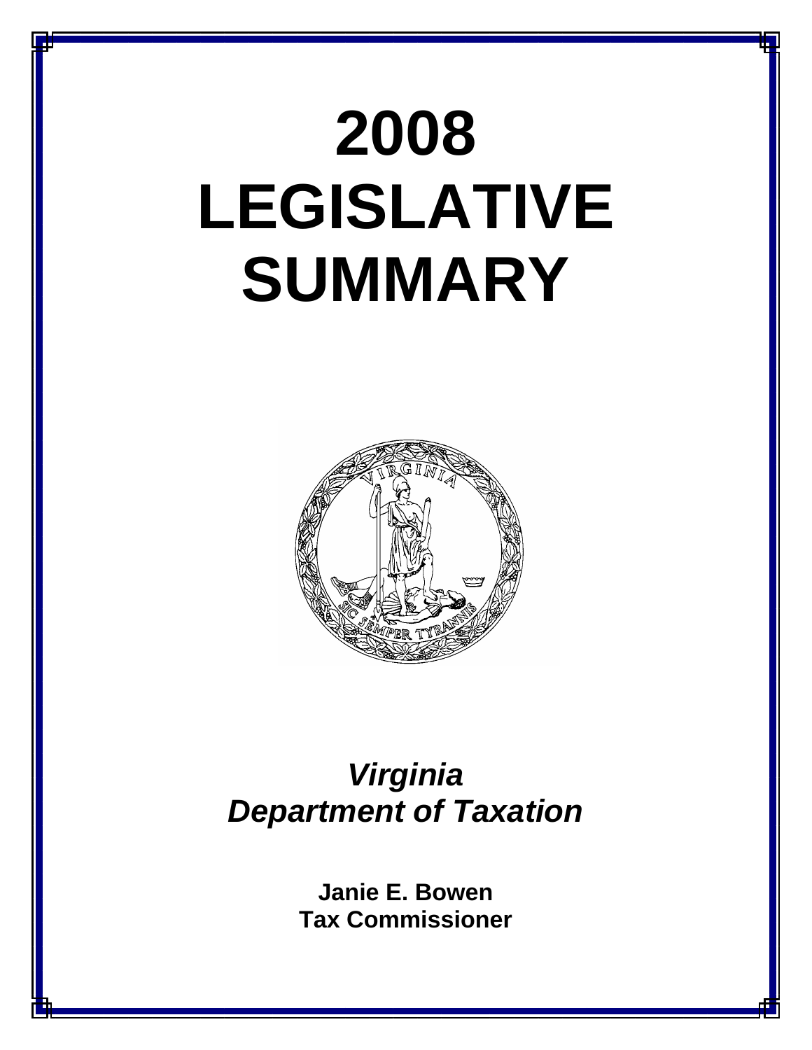# 2008 LEGISLATIVE SUMMARY

***Virginia Department of Taxation***

**Janie E. Bowen**
**Tax Commissioner**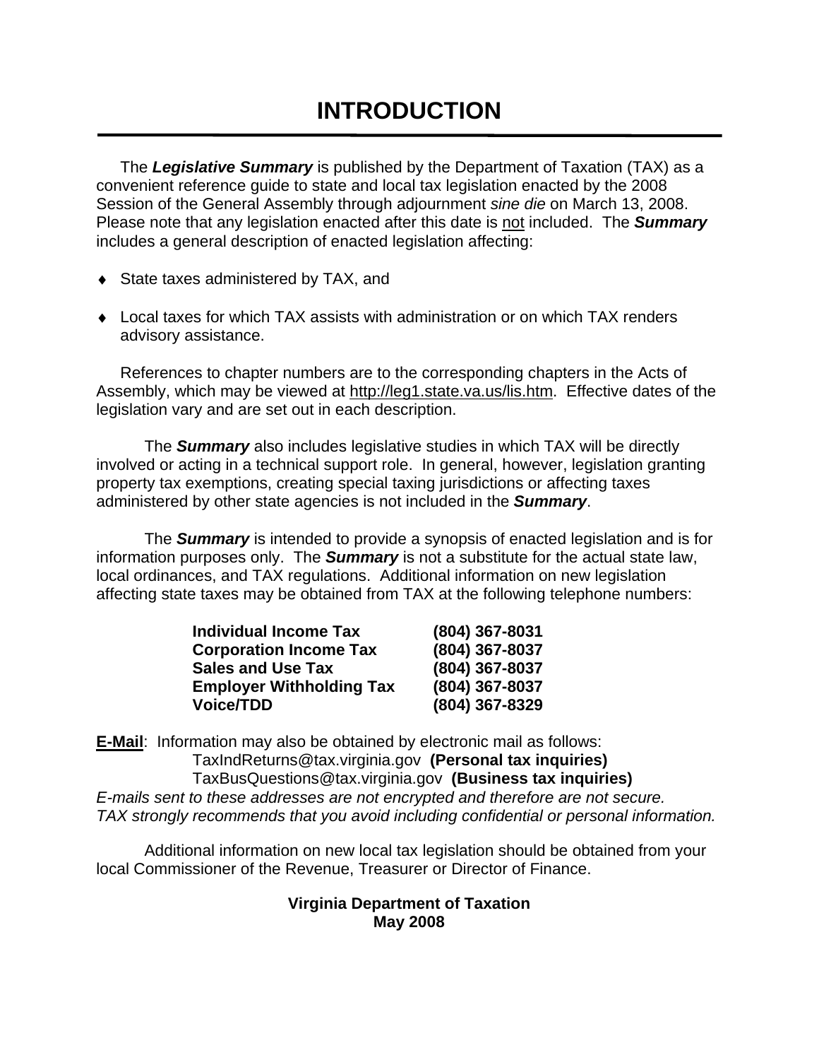# INTRODUCTION

The ***Legislative Summary*** is published by the Department of Taxation (TAX) as a convenient reference guide to state and local tax legislation enacted by the 2008 Session of the General Assembly through adjournment *sine die* on March 13, 2008. Please note that any legislation enacted after this date is not included. The ***Summary*** includes a general description of enacted legislation affecting:

- State taxes administered by TAX, and
- Local taxes for which TAX assists with administration or on which TAX renders advisory assistance.

References to chapter numbers are to the corresponding chapters in the Acts of Assembly, which may be viewed at http://leg1.state.va.us/lis.htm. Effective dates of the legislation vary and are set out in each description.

The ***Summary*** also includes legislative studies in which TAX will be directly involved or acting in a technical support role. In general, however, legislation granting property tax exemptions, creating special taxing jurisdictions or affecting taxes administered by other state agencies is not included in the ***Summary***.

The ***Summary*** is intended to provide a synopsis of enacted legislation and is for information purposes only. The ***Summary*** is not a substitute for the actual state law, local ordinances, and TAX regulations. Additional information on new legislation affecting state taxes may be obtained from TAX at the following telephone numbers:

| | |
|---|---|
| **Individual Income Tax** | **(804) 367-8031** |
| **Corporation Income Tax** | **(804) 367-8037** |
| **Sales and Use Tax** | **(804) 367-8037** |
| **Employer Withholding Tax** | **(804) 367-8037** |
| **Voice/TDD** | **(804) 367-8329** |

**E-Mail**: Information may also be obtained by electronic mail as follows:
TaxIndReturns@tax.virginia.gov **(Personal tax inquiries)**
TaxBusQuestions@tax.virginia.gov **(Business tax inquiries)**
*E-mails sent to these addresses are not encrypted and therefore are not secure. TAX strongly recommends that you avoid including confidential or personal information.*

Additional information on new local tax legislation should be obtained from your local Commissioner of the Revenue, Treasurer or Director of Finance.

**Virginia Department of Taxation**
**May 2008**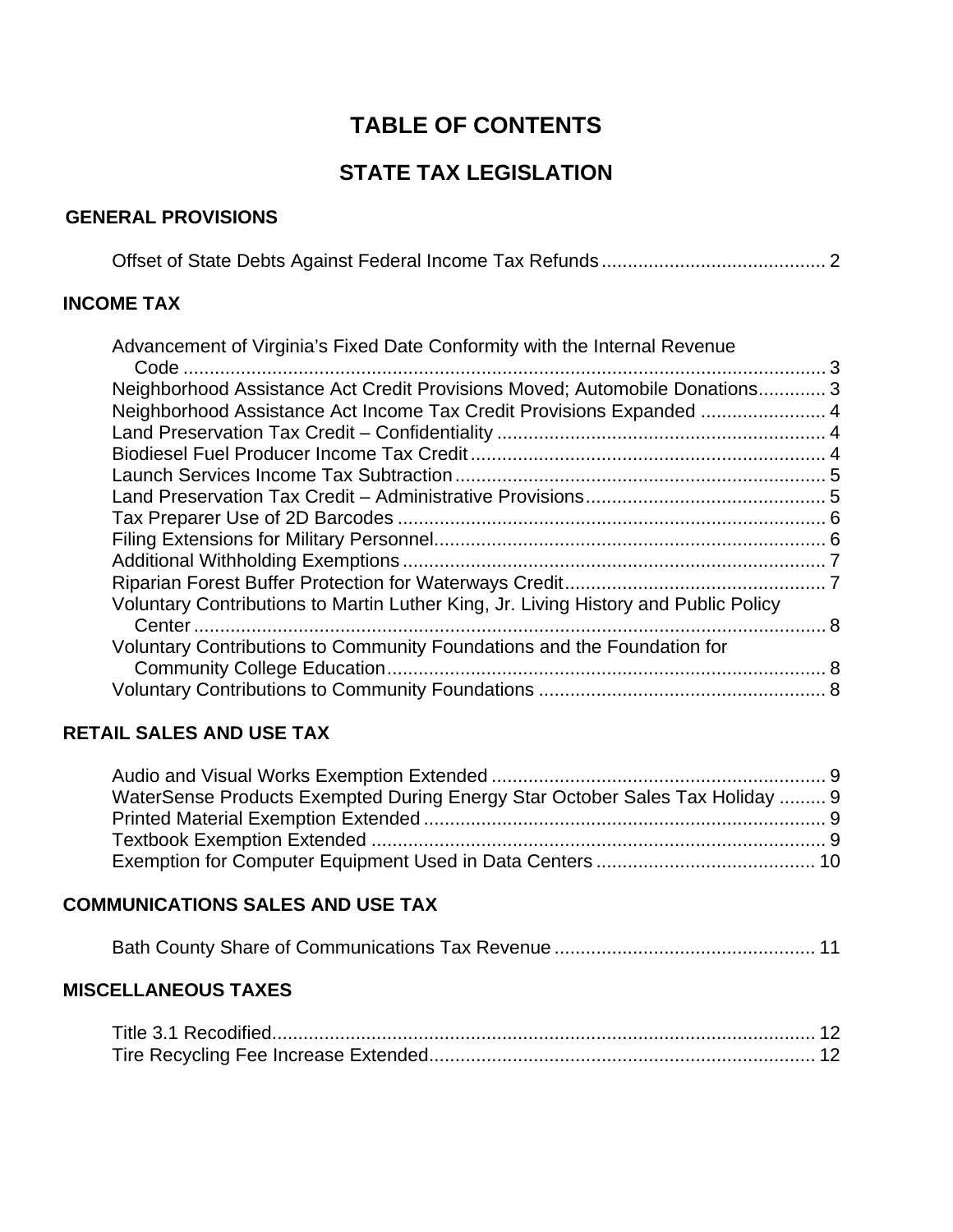# TABLE OF CONTENTS

## STATE TAX LEGISLATION

### GENERAL PROVISIONS

Offset of State Debts Against Federal Income Tax Refunds .......... 2

### INCOME TAX

Advancement of Virginia's Fixed Date Conformity with the Internal Revenue Code .......... 3
Neighborhood Assistance Act Credit Provisions Moved; Automobile Donations .......... 3
Neighborhood Assistance Act Income Tax Credit Provisions Expanded .......... 4
Land Preservation Tax Credit – Confidentiality .......... 4
Biodiesel Fuel Producer Income Tax Credit .......... 4
Launch Services Income Tax Subtraction .......... 5
Land Preservation Tax Credit – Administrative Provisions .......... 5
Tax Preparer Use of 2D Barcodes .......... 6
Filing Extensions for Military Personnel .......... 6
Additional Withholding Exemptions .......... 7
Riparian Forest Buffer Protection for Waterways Credit .......... 7
Voluntary Contributions to Martin Luther King, Jr. Living History and Public Policy Center .......... 8
Voluntary Contributions to Community Foundations and the Foundation for Community College Education .......... 8
Voluntary Contributions to Community Foundations .......... 8

### RETAIL SALES AND USE TAX

Audio and Visual Works Exemption Extended .......... 9
WaterSense Products Exempted During Energy Star October Sales Tax Holiday .......... 9
Printed Material Exemption Extended .......... 9
Textbook Exemption Extended .......... 9
Exemption for Computer Equipment Used in Data Centers .......... 10

### COMMUNICATIONS SALES AND USE TAX

Bath County Share of Communications Tax Revenue .......... 11

### MISCELLANEOUS TAXES

Title 3.1 Recodified .......... 12
Tire Recycling Fee Increase Extended .......... 12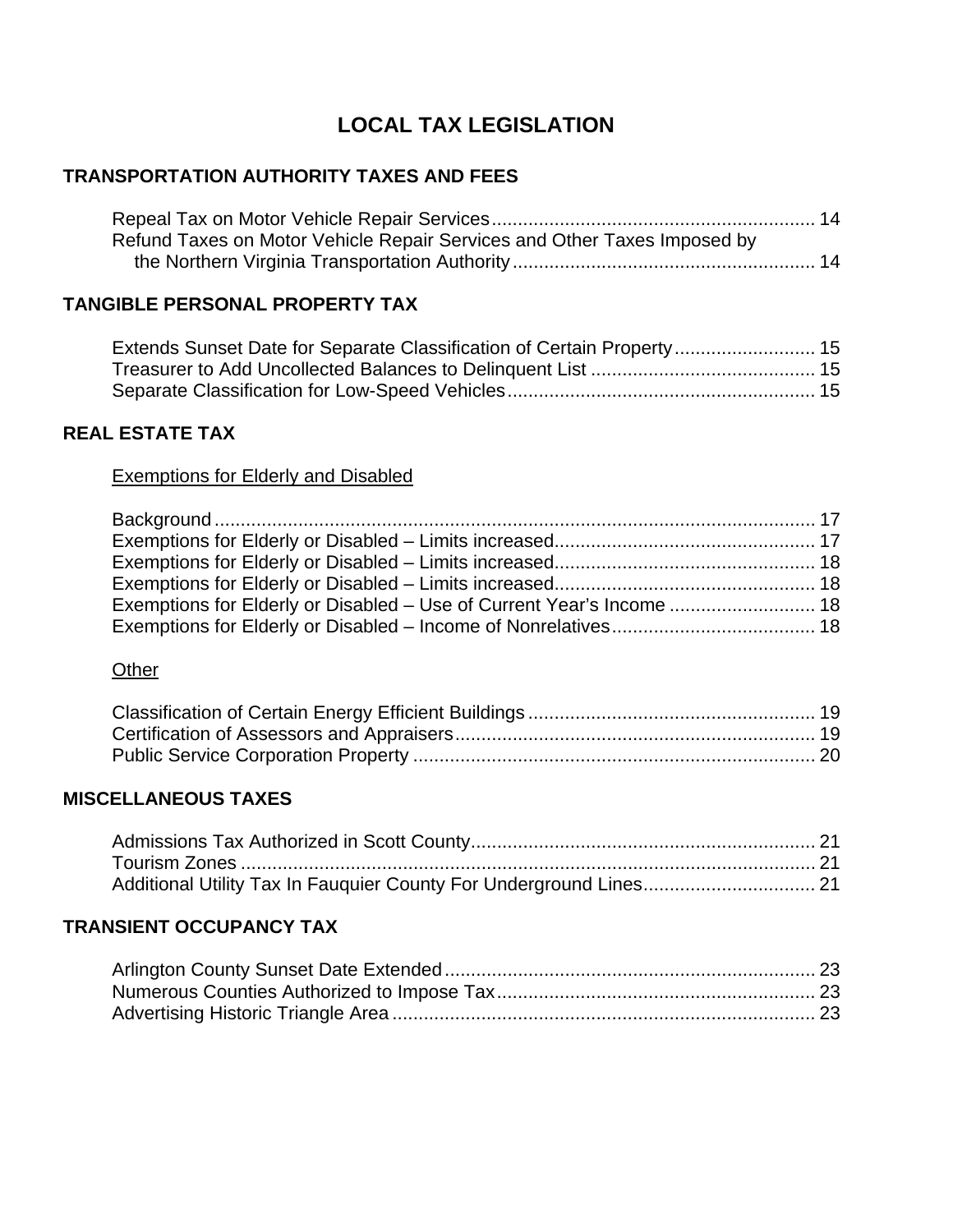# LOCAL TAX LEGISLATION

## TRANSPORTATION AUTHORITY TAXES AND FEES

Repeal Tax on Motor Vehicle Repair Services .................................................... 14
Refund Taxes on Motor Vehicle Repair Services and Other Taxes Imposed by the Northern Virginia Transportation Authority .................................................... 14

## TANGIBLE PERSONAL PROPERTY TAX

Extends Sunset Date for Separate Classification of Certain Property .................................................... 15
Treasurer to Add Uncollected Balances to Delinquent List .................................................... 15
Separate Classification for Low-Speed Vehicles .................................................... 15

## REAL ESTATE TAX

<u>Exemptions for Elderly and Disabled</u>

Background .................................................... 17
Exemptions for Elderly or Disabled – Limits increased .................................................... 17
Exemptions for Elderly or Disabled – Limits increased .................................................... 18
Exemptions for Elderly or Disabled – Limits increased .................................................... 18
Exemptions for Elderly or Disabled – Use of Current Year's Income .................................................... 18
Exemptions for Elderly or Disabled – Income of Nonrelatives .................................................... 18

<u>Other</u>

Classification of Certain Energy Efficient Buildings .................................................... 19
Certification of Assessors and Appraisers .................................................... 19
Public Service Corporation Property .................................................... 20

## MISCELLANEOUS TAXES

Admissions Tax Authorized in Scott County .................................................... 21
Tourism Zones .................................................... 21
Additional Utility Tax In Fauquier County For Underground Lines .................................................... 21

## TRANSIENT OCCUPANCY TAX

Arlington County Sunset Date Extended .................................................... 23
Numerous Counties Authorized to Impose Tax .................................................... 23
Advertising Historic Triangle Area .................................................... 23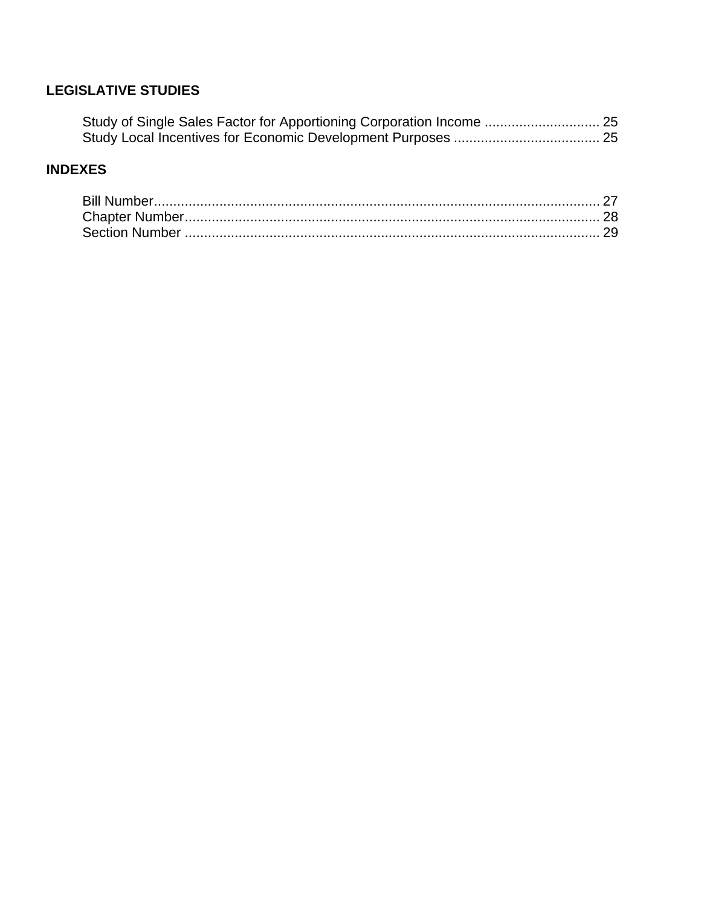**LEGISLATIVE STUDIES**

Study of Single Sales Factor for Apportioning Corporation Income .............................. 25
Study Local Incentives for Economic Development Purposes ...................................... 25

**INDEXES**

Bill Number.................................................................................................................... 27
Chapter Number............................................................................................................ 28
Section Number ............................................................................................................ 29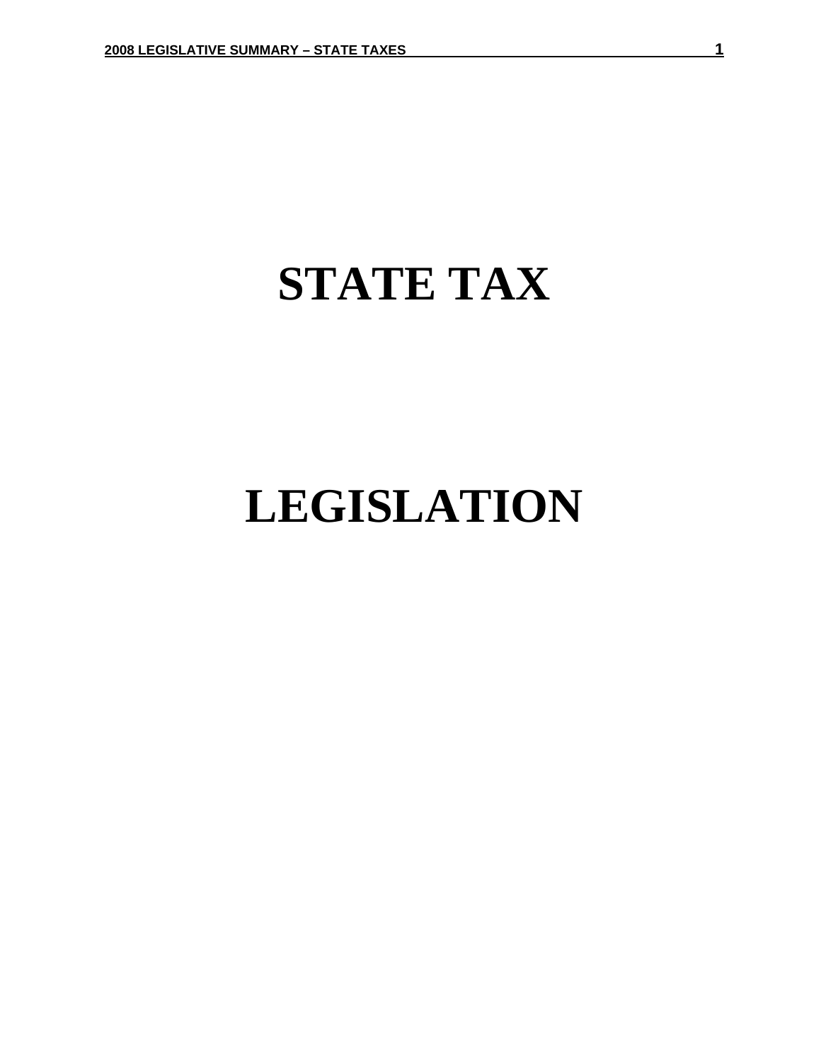# STATE TAX

# LEGISLATION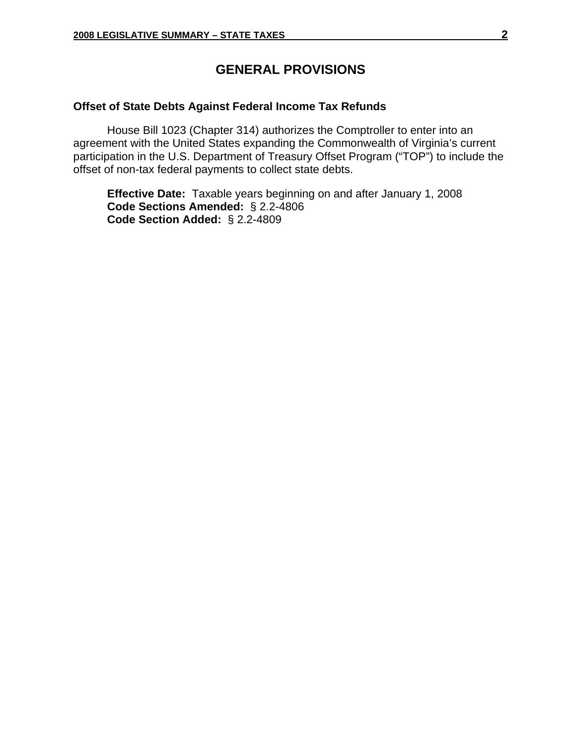# GENERAL PROVISIONS

### Offset of State Debts Against Federal Income Tax Refunds

House Bill 1023 (Chapter 314) authorizes the Comptroller to enter into an agreement with the United States expanding the Commonwealth of Virginia's current participation in the U.S. Department of Treasury Offset Program ("TOP") to include the offset of non-tax federal payments to collect state debts.

**Effective Date:** Taxable years beginning on and after January 1, 2008
**Code Sections Amended:** § 2.2-4806
**Code Section Added:** § 2.2-4809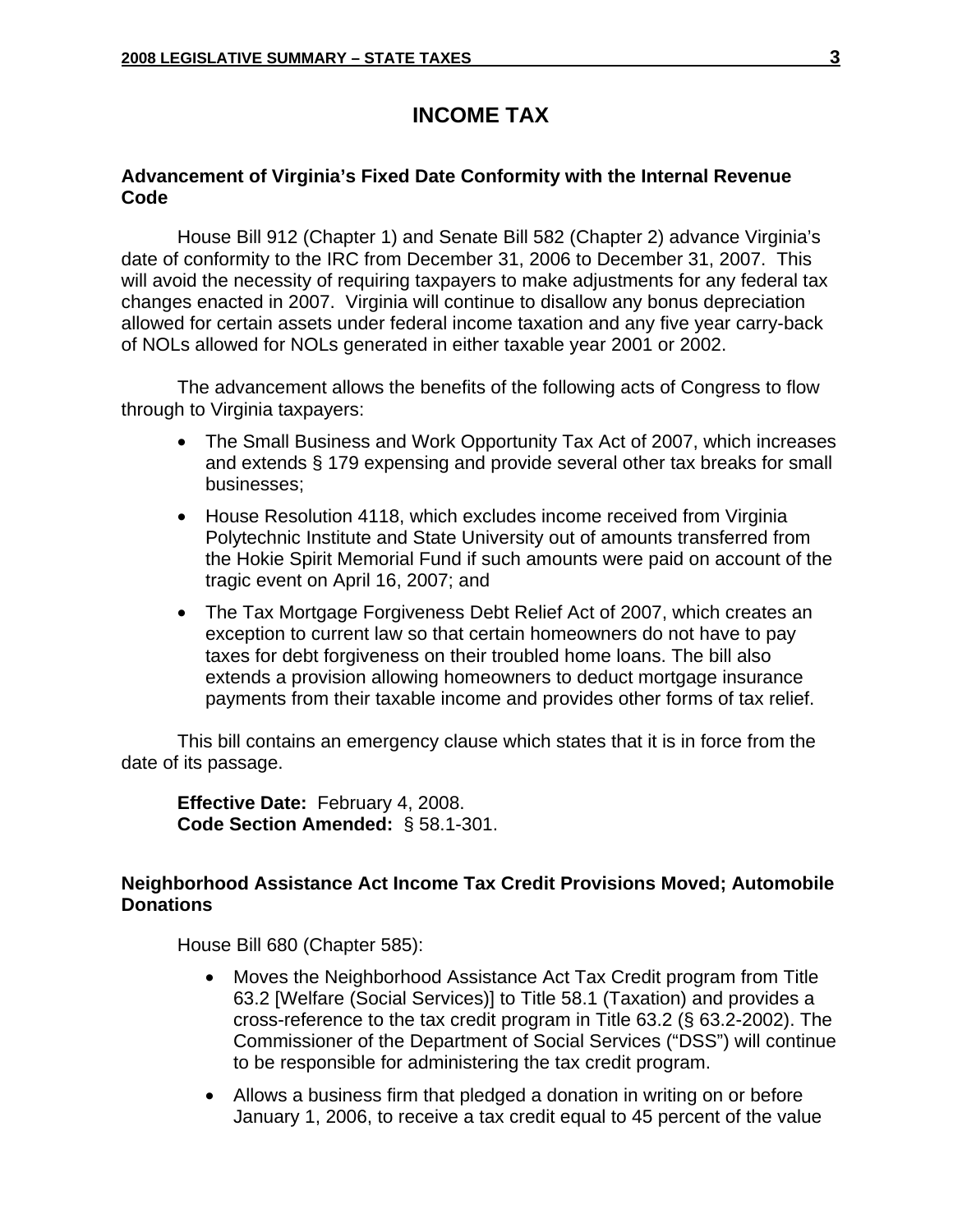# INCOME TAX

### Advancement of Virginia's Fixed Date Conformity with the Internal Revenue Code

House Bill 912 (Chapter 1) and Senate Bill 582 (Chapter 2) advance Virginia's date of conformity to the IRC from December 31, 2006 to December 31, 2007. This will avoid the necessity of requiring taxpayers to make adjustments for any federal tax changes enacted in 2007. Virginia will continue to disallow any bonus depreciation allowed for certain assets under federal income taxation and any five year carry-back of NOLs allowed for NOLs generated in either taxable year 2001 or 2002.

The advancement allows the benefits of the following acts of Congress to flow through to Virginia taxpayers:

- The Small Business and Work Opportunity Tax Act of 2007, which increases and extends § 179 expensing and provide several other tax breaks for small businesses;
- House Resolution 4118, which excludes income received from Virginia Polytechnic Institute and State University out of amounts transferred from the Hokie Spirit Memorial Fund if such amounts were paid on account of the tragic event on April 16, 2007; and
- The Tax Mortgage Forgiveness Debt Relief Act of 2007, which creates an exception to current law so that certain homeowners do not have to pay taxes for debt forgiveness on their troubled home loans. The bill also extends a provision allowing homeowners to deduct mortgage insurance payments from their taxable income and provides other forms of tax relief.

This bill contains an emergency clause which states that it is in force from the date of its passage.

**Effective Date:** February 4, 2008.
**Code Section Amended:** § 58.1-301.

### Neighborhood Assistance Act Income Tax Credit Provisions Moved; Automobile Donations

House Bill 680 (Chapter 585):

- Moves the Neighborhood Assistance Act Tax Credit program from Title 63.2 [Welfare (Social Services)] to Title 58.1 (Taxation) and provides a cross-reference to the tax credit program in Title 63.2 (§ 63.2-2002). The Commissioner of the Department of Social Services ("DSS") will continue to be responsible for administering the tax credit program.
- Allows a business firm that pledged a donation in writing on or before January 1, 2006, to receive a tax credit equal to 45 percent of the value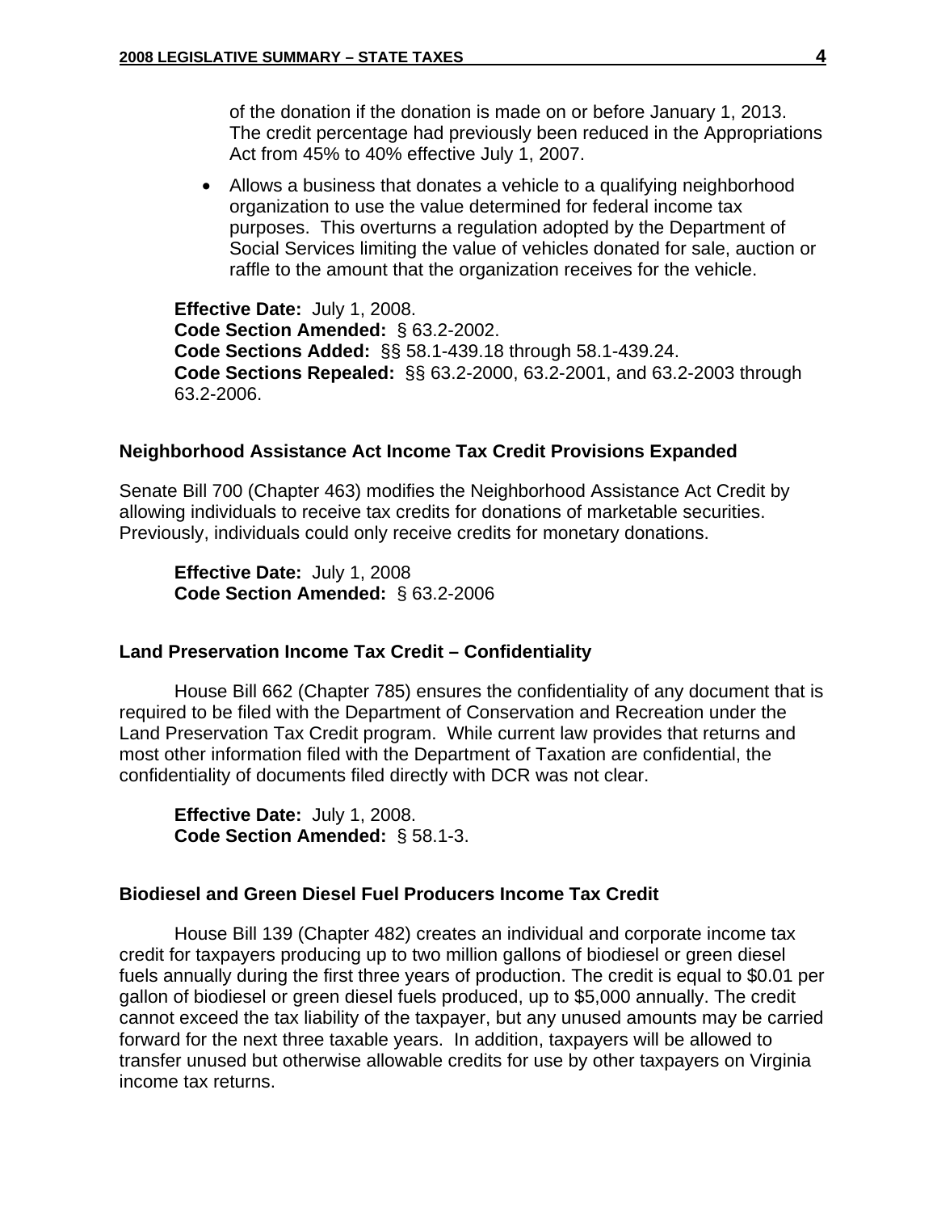of the donation if the donation is made on or before January 1, 2013. The credit percentage had previously been reduced in the Appropriations Act from 45% to 40% effective July 1, 2007.

- Allows a business that donates a vehicle to a qualifying neighborhood organization to use the value determined for federal income tax purposes. This overturns a regulation adopted by the Department of Social Services limiting the value of vehicles donated for sale, auction or raffle to the amount that the organization receives for the vehicle.

**Effective Date:** July 1, 2008.
**Code Section Amended:** § 63.2-2002.
**Code Sections Added:** §§ 58.1-439.18 through 58.1-439.24.
**Code Sections Repealed:** §§ 63.2-2000, 63.2-2001, and 63.2-2003 through 63.2-2006.

### Neighborhood Assistance Act Income Tax Credit Provisions Expanded

Senate Bill 700 (Chapter 463) modifies the Neighborhood Assistance Act Credit by allowing individuals to receive tax credits for donations of marketable securities. Previously, individuals could only receive credits for monetary donations.

**Effective Date:** July 1, 2008
**Code Section Amended:** § 63.2-2006

### Land Preservation Income Tax Credit – Confidentiality

House Bill 662 (Chapter 785) ensures the confidentiality of any document that is required to be filed with the Department of Conservation and Recreation under the Land Preservation Tax Credit program. While current law provides that returns and most other information filed with the Department of Taxation are confidential, the confidentiality of documents filed directly with DCR was not clear.

**Effective Date:** July 1, 2008.
**Code Section Amended:** § 58.1-3.

### Biodiesel and Green Diesel Fuel Producers Income Tax Credit

House Bill 139 (Chapter 482) creates an individual and corporate income tax credit for taxpayers producing up to two million gallons of biodiesel or green diesel fuels annually during the first three years of production. The credit is equal to $0.01 per gallon of biodiesel or green diesel fuels produced, up to $5,000 annually. The credit cannot exceed the tax liability of the taxpayer, but any unused amounts may be carried forward for the next three taxable years. In addition, taxpayers will be allowed to transfer unused but otherwise allowable credits for use by other taxpayers on Virginia income tax returns.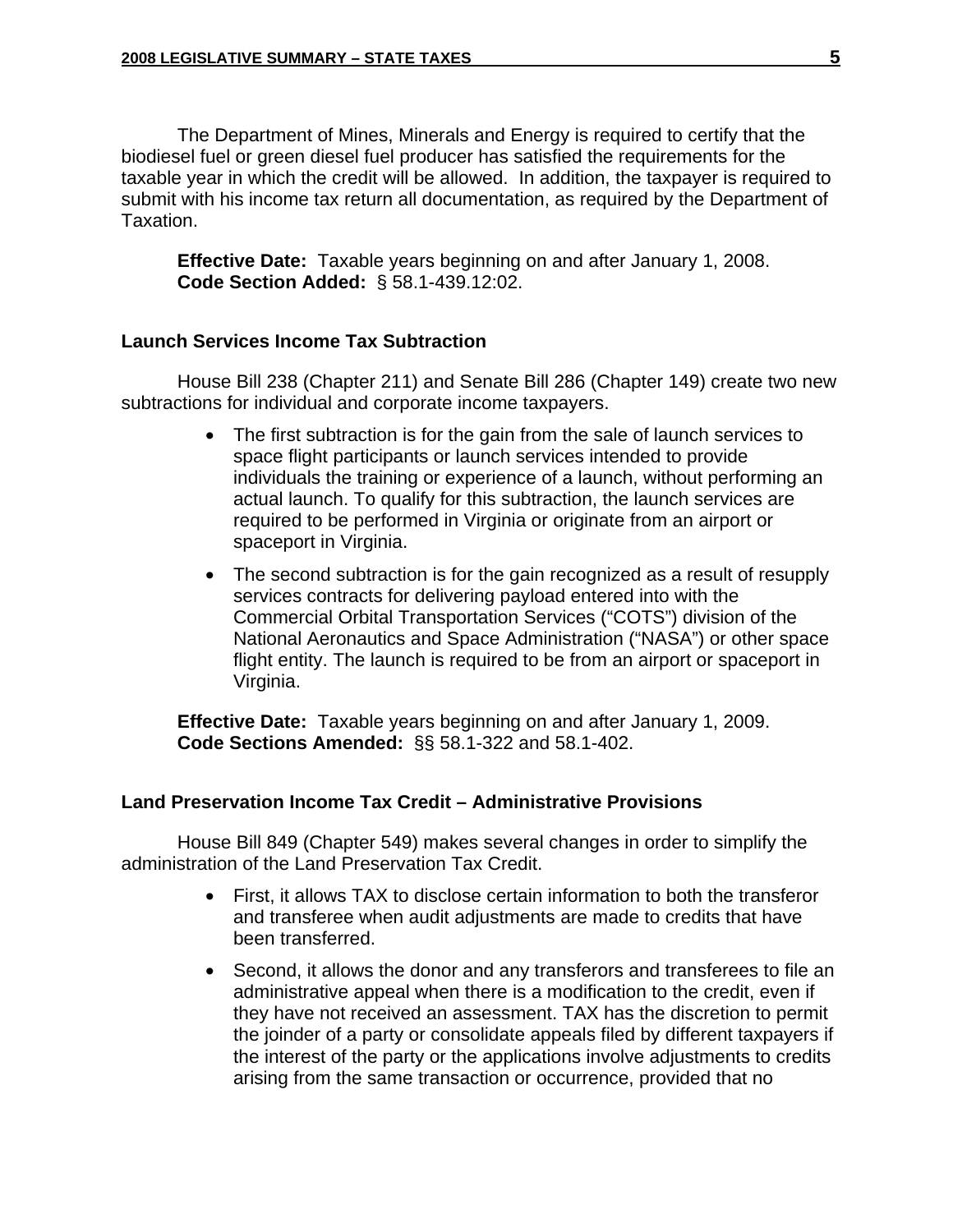The Department of Mines, Minerals and Energy is required to certify that the biodiesel fuel or green diesel fuel producer has satisfied the requirements for the taxable year in which the credit will be allowed. In addition, the taxpayer is required to submit with his income tax return all documentation, as required by the Department of Taxation.

**Effective Date:** Taxable years beginning on and after January 1, 2008.
**Code Section Added:** § 58.1-439.12:02.

### Launch Services Income Tax Subtraction

House Bill 238 (Chapter 211) and Senate Bill 286 (Chapter 149) create two new subtractions for individual and corporate income taxpayers.

- The first subtraction is for the gain from the sale of launch services to space flight participants or launch services intended to provide individuals the training or experience of a launch, without performing an actual launch. To qualify for this subtraction, the launch services are required to be performed in Virginia or originate from an airport or spaceport in Virginia.
- The second subtraction is for the gain recognized as a result of resupply services contracts for delivering payload entered into with the Commercial Orbital Transportation Services ("COTS") division of the National Aeronautics and Space Administration ("NASA") or other space flight entity. The launch is required to be from an airport or spaceport in Virginia.

**Effective Date:** Taxable years beginning on and after January 1, 2009.
**Code Sections Amended:** §§ 58.1-322 and 58.1-402.

### Land Preservation Income Tax Credit – Administrative Provisions

House Bill 849 (Chapter 549) makes several changes in order to simplify the administration of the Land Preservation Tax Credit.

- First, it allows TAX to disclose certain information to both the transferor and transferee when audit adjustments are made to credits that have been transferred.
- Second, it allows the donor and any transferors and transferees to file an administrative appeal when there is a modification to the credit, even if they have not received an assessment. TAX has the discretion to permit the joinder of a party or consolidate appeals filed by different taxpayers if the interest of the party or the applications involve adjustments to credits arising from the same transaction or occurrence, provided that no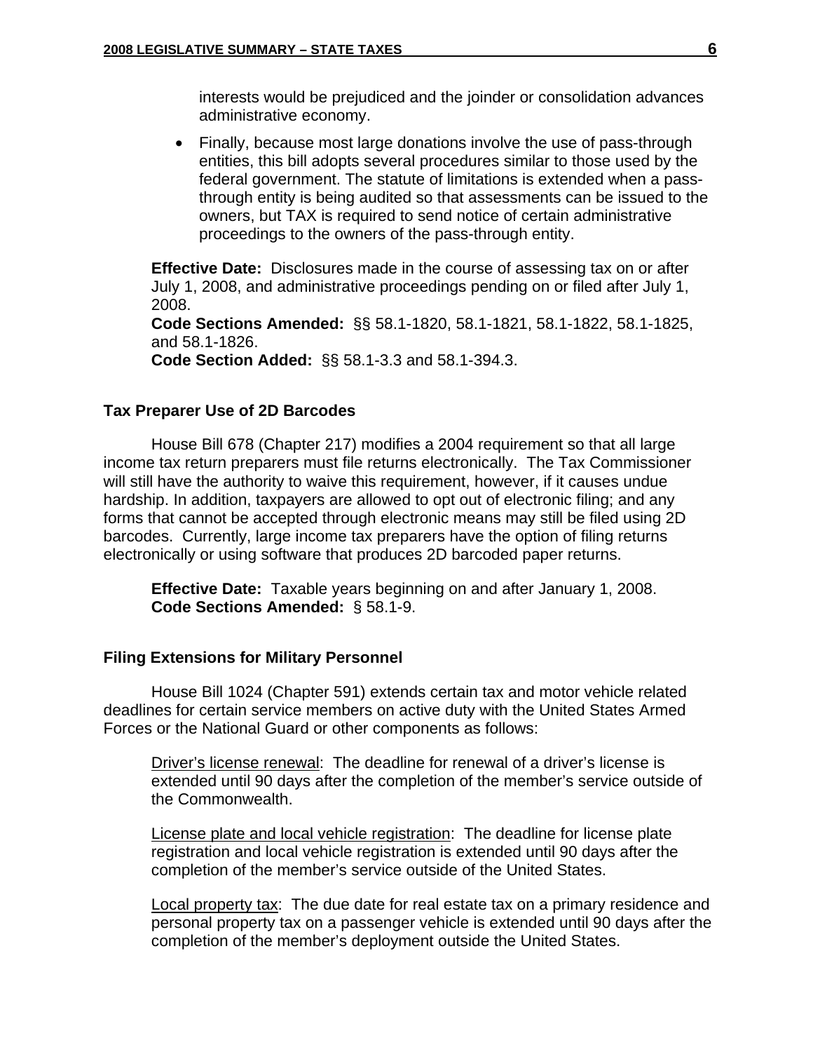interests would be prejudiced and the joinder or consolidation advances administrative economy.

- Finally, because most large donations involve the use of pass-through entities, this bill adopts several procedures similar to those used by the federal government. The statute of limitations is extended when a pass-through entity is being audited so that assessments can be issued to the owners, but TAX is required to send notice of certain administrative proceedings to the owners of the pass-through entity.

**Effective Date:** Disclosures made in the course of assessing tax on or after July 1, 2008, and administrative proceedings pending on or filed after July 1, 2008.
**Code Sections Amended:** §§ 58.1-1820, 58.1-1821, 58.1-1822, 58.1-1825, and 58.1-1826.
**Code Section Added:** §§ 58.1-3.3 and 58.1-394.3.

### Tax Preparer Use of 2D Barcodes

House Bill 678 (Chapter 217) modifies a 2004 requirement so that all large income tax return preparers must file returns electronically. The Tax Commissioner will still have the authority to waive this requirement, however, if it causes undue hardship. In addition, taxpayers are allowed to opt out of electronic filing; and any forms that cannot be accepted through electronic means may still be filed using 2D barcodes. Currently, large income tax preparers have the option of filing returns electronically or using software that produces 2D barcoded paper returns.

**Effective Date:** Taxable years beginning on and after January 1, 2008.
**Code Sections Amended:** § 58.1-9.

### Filing Extensions for Military Personnel

House Bill 1024 (Chapter 591) extends certain tax and motor vehicle related deadlines for certain service members on active duty with the United States Armed Forces or the National Guard or other components as follows:

<u>Driver's license renewal</u>: The deadline for renewal of a driver's license is extended until 90 days after the completion of the member's service outside of the Commonwealth.

<u>License plate and local vehicle registration</u>: The deadline for license plate registration and local vehicle registration is extended until 90 days after the completion of the member's service outside of the United States.

<u>Local property tax</u>: The due date for real estate tax on a primary residence and personal property tax on a passenger vehicle is extended until 90 days after the completion of the member's deployment outside the United States.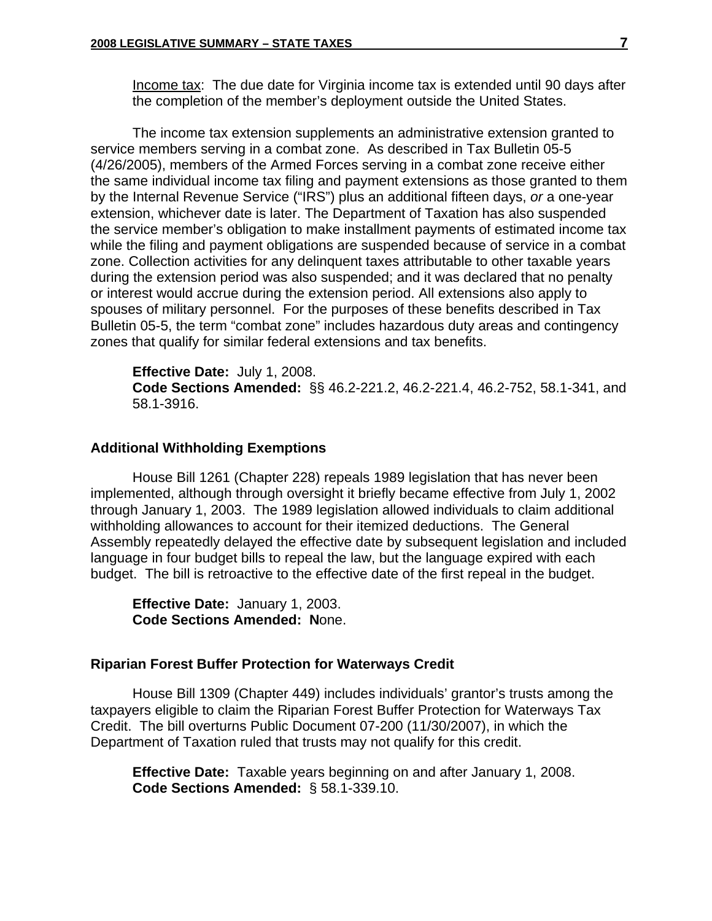Income tax: The due date for Virginia income tax is extended until 90 days after the completion of the member's deployment outside the United States.

The income tax extension supplements an administrative extension granted to service members serving in a combat zone. As described in Tax Bulletin 05-5 (4/26/2005), members of the Armed Forces serving in a combat zone receive either the same individual income tax filing and payment extensions as those granted to them by the Internal Revenue Service ("IRS") plus an additional fifteen days, *or* a one-year extension, whichever date is later. The Department of Taxation has also suspended the service member's obligation to make installment payments of estimated income tax while the filing and payment obligations are suspended because of service in a combat zone. Collection activities for any delinquent taxes attributable to other taxable years during the extension period was also suspended; and it was declared that no penalty or interest would accrue during the extension period. All extensions also apply to spouses of military personnel. For the purposes of these benefits described in Tax Bulletin 05-5, the term "combat zone" includes hazardous duty areas and contingency zones that qualify for similar federal extensions and tax benefits.

**Effective Date:** July 1, 2008.
**Code Sections Amended:** §§ 46.2-221.2, 46.2-221.4, 46.2-752, 58.1-341, and 58.1-3916.

### Additional Withholding Exemptions

House Bill 1261 (Chapter 228) repeals 1989 legislation that has never been implemented, although through oversight it briefly became effective from July 1, 2002 through January 1, 2003. The 1989 legislation allowed individuals to claim additional withholding allowances to account for their itemized deductions. The General Assembly repeatedly delayed the effective date by subsequent legislation and included language in four budget bills to repeal the law, but the language expired with each budget. The bill is retroactive to the effective date of the first repeal in the budget.

**Effective Date:** January 1, 2003.
**Code Sections Amended: N**one.

### Riparian Forest Buffer Protection for Waterways Credit

House Bill 1309 (Chapter 449) includes individuals' grantor's trusts among the taxpayers eligible to claim the Riparian Forest Buffer Protection for Waterways Tax Credit. The bill overturns Public Document 07-200 (11/30/2007), in which the Department of Taxation ruled that trusts may not qualify for this credit.

**Effective Date:** Taxable years beginning on and after January 1, 2008.
**Code Sections Amended:** § 58.1-339.10.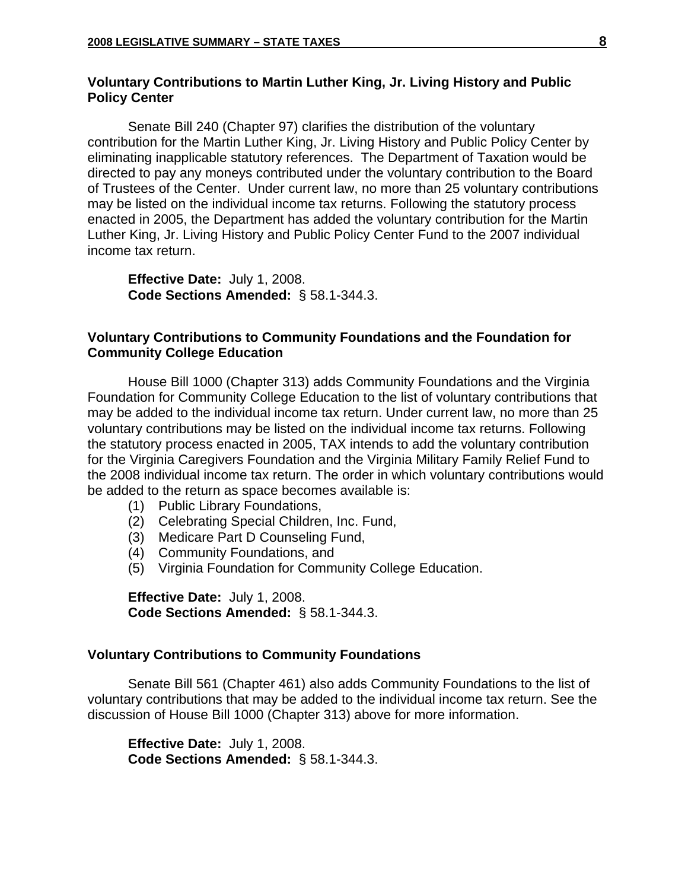### Voluntary Contributions to Martin Luther King, Jr. Living History and Public Policy Center

Senate Bill 240 (Chapter 97) clarifies the distribution of the voluntary contribution for the Martin Luther King, Jr. Living History and Public Policy Center by eliminating inapplicable statutory references. The Department of Taxation would be directed to pay any moneys contributed under the voluntary contribution to the Board of Trustees of the Center. Under current law, no more than 25 voluntary contributions may be listed on the individual income tax returns. Following the statutory process enacted in 2005, the Department has added the voluntary contribution for the Martin Luther King, Jr. Living History and Public Policy Center Fund to the 2007 individual income tax return.

**Effective Date:** July 1, 2008.
**Code Sections Amended:** § 58.1-344.3.

### Voluntary Contributions to Community Foundations and the Foundation for Community College Education

House Bill 1000 (Chapter 313) adds Community Foundations and the Virginia Foundation for Community College Education to the list of voluntary contributions that may be added to the individual income tax return. Under current law, no more than 25 voluntary contributions may be listed on the individual income tax returns. Following the statutory process enacted in 2005, TAX intends to add the voluntary contribution for the Virginia Caregivers Foundation and the Virginia Military Family Relief Fund to the 2008 individual income tax return. The order in which voluntary contributions would be added to the return as space becomes available is:

(1) Public Library Foundations,
(2) Celebrating Special Children, Inc. Fund,
(3) Medicare Part D Counseling Fund,
(4) Community Foundations, and
(5) Virginia Foundation for Community College Education.

**Effective Date:** July 1, 2008.
**Code Sections Amended:** § 58.1-344.3.

### Voluntary Contributions to Community Foundations

Senate Bill 561 (Chapter 461) also adds Community Foundations to the list of voluntary contributions that may be added to the individual income tax return. See the discussion of House Bill 1000 (Chapter 313) above for more information.

**Effective Date:** July 1, 2008.
**Code Sections Amended:** § 58.1-344.3.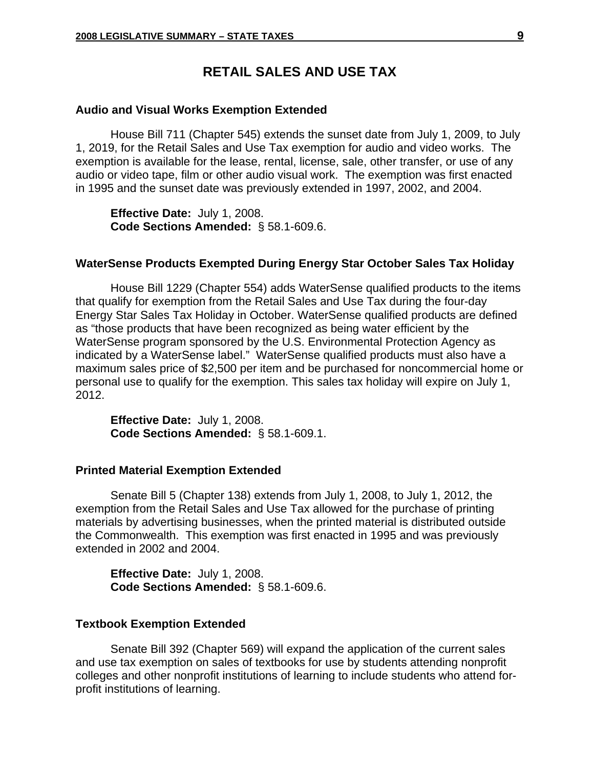# RETAIL SALES AND USE TAX

### Audio and Visual Works Exemption Extended

House Bill 711 (Chapter 545) extends the sunset date from July 1, 2009, to July 1, 2019, for the Retail Sales and Use Tax exemption for audio and video works. The exemption is available for the lease, rental, license, sale, other transfer, or use of any audio or video tape, film or other audio visual work. The exemption was first enacted in 1995 and the sunset date was previously extended in 1997, 2002, and 2004.

**Effective Date:** July 1, 2008.
**Code Sections Amended:** § 58.1-609.6.

### WaterSense Products Exempted During Energy Star October Sales Tax Holiday

House Bill 1229 (Chapter 554) adds WaterSense qualified products to the items that qualify for exemption from the Retail Sales and Use Tax during the four-day Energy Star Sales Tax Holiday in October. WaterSense qualified products are defined as "those products that have been recognized as being water efficient by the WaterSense program sponsored by the U.S. Environmental Protection Agency as indicated by a WaterSense label." WaterSense qualified products must also have a maximum sales price of $2,500 per item and be purchased for noncommercial home or personal use to qualify for the exemption. This sales tax holiday will expire on July 1, 2012.

**Effective Date:** July 1, 2008.
**Code Sections Amended:** § 58.1-609.1.

### Printed Material Exemption Extended

Senate Bill 5 (Chapter 138) extends from July 1, 2008, to July 1, 2012, the exemption from the Retail Sales and Use Tax allowed for the purchase of printing materials by advertising businesses, when the printed material is distributed outside the Commonwealth. This exemption was first enacted in 1995 and was previously extended in 2002 and 2004.

**Effective Date:** July 1, 2008.
**Code Sections Amended:** § 58.1-609.6.

### Textbook Exemption Extended

Senate Bill 392 (Chapter 569) will expand the application of the current sales and use tax exemption on sales of textbooks for use by students attending nonprofit colleges and other nonprofit institutions of learning to include students who attend for-profit institutions of learning.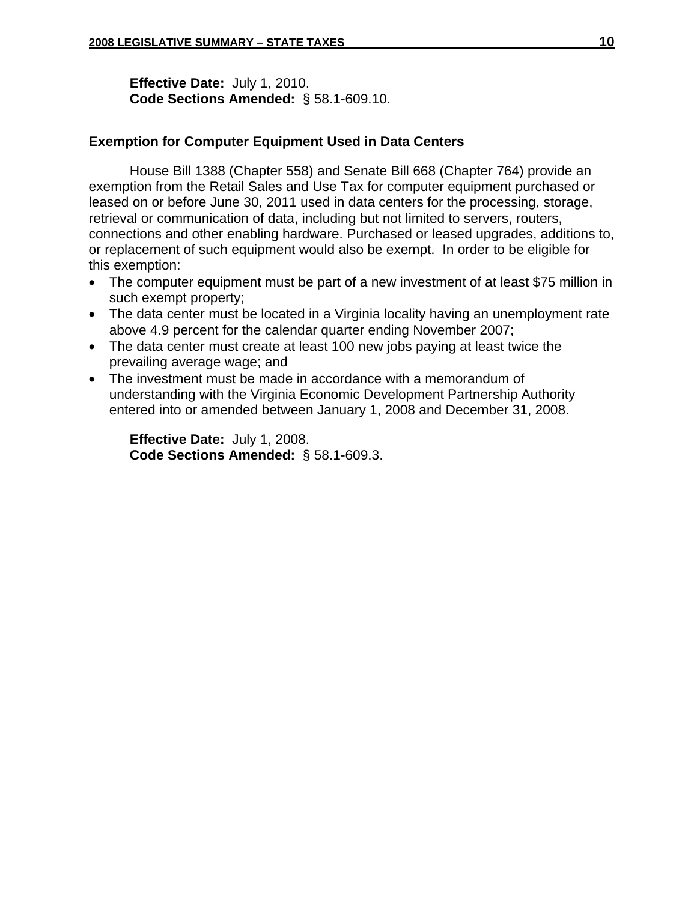**Effective Date:** July 1, 2010.
**Code Sections Amended:** § 58.1-609.10.

### Exemption for Computer Equipment Used in Data Centers

House Bill 1388 (Chapter 558) and Senate Bill 668 (Chapter 764) provide an exemption from the Retail Sales and Use Tax for computer equipment purchased or leased on or before June 30, 2011 used in data centers for the processing, storage, retrieval or communication of data, including but not limited to servers, routers, connections and other enabling hardware. Purchased or leased upgrades, additions to, or replacement of such equipment would also be exempt. In order to be eligible for this exemption:

- The computer equipment must be part of a new investment of at least $75 million in such exempt property;
- The data center must be located in a Virginia locality having an unemployment rate above 4.9 percent for the calendar quarter ending November 2007;
- The data center must create at least 100 new jobs paying at least twice the prevailing average wage; and
- The investment must be made in accordance with a memorandum of understanding with the Virginia Economic Development Partnership Authority entered into or amended between January 1, 2008 and December 31, 2008.

**Effective Date:** July 1, 2008.
**Code Sections Amended:** § 58.1-609.3.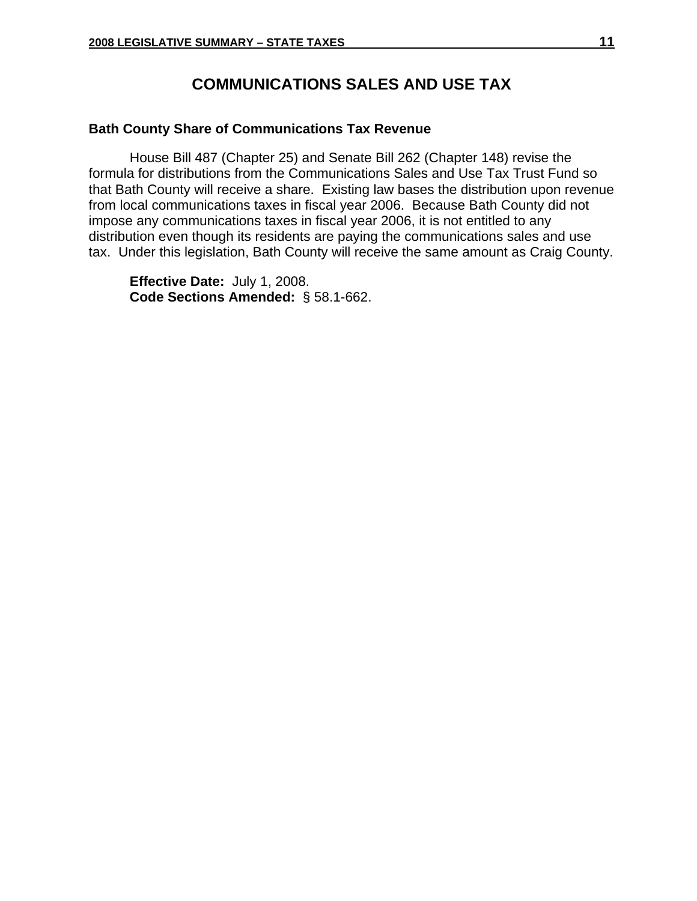# COMMUNICATIONS SALES AND USE TAX

### Bath County Share of Communications Tax Revenue

House Bill 487 (Chapter 25) and Senate Bill 262 (Chapter 148) revise the formula for distributions from the Communications Sales and Use Tax Trust Fund so that Bath County will receive a share. Existing law bases the distribution upon revenue from local communications taxes in fiscal year 2006. Because Bath County did not impose any communications taxes in fiscal year 2006, it is not entitled to any distribution even though its residents are paying the communications sales and use tax. Under this legislation, Bath County will receive the same amount as Craig County.

**Effective Date:** July 1, 2008.
**Code Sections Amended:** § 58.1-662.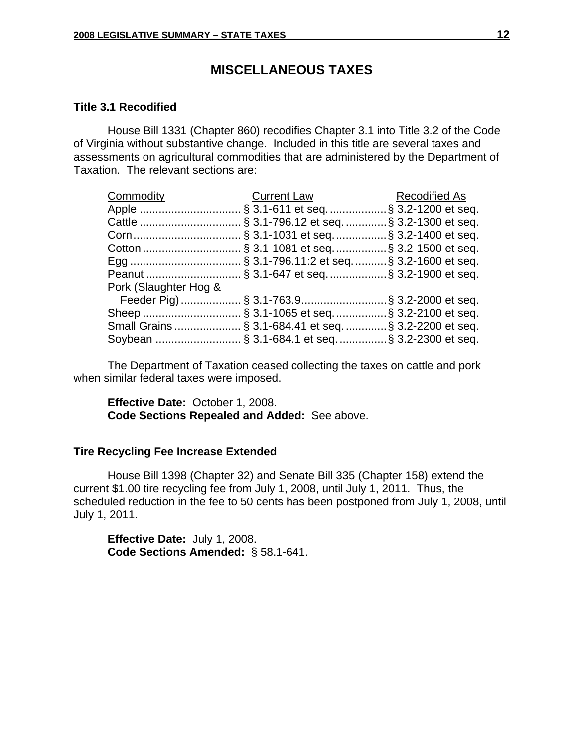# MISCELLANEOUS TAXES

### Title 3.1 Recodified

House Bill 1331 (Chapter 860) recodifies Chapter 3.1 into Title 3.2 of the Code of Virginia without substantive change. Included in this title are several taxes and assessments on agricultural commodities that are administered by the Department of Taxation. The relevant sections are:

| Commodity | Current Law | Recodified As |
|---|---|---|
| Apple | § 3.1-611 et seq. | § 3.2-1200 et seq. |
| Cattle | § 3.1-796.12 et seq. | § 3.2-1300 et seq. |
| Corn | § 3.1-1031 et seq. | § 3.2-1400 et seq. |
| Cotton | § 3.1-1081 et seq. | § 3.2-1500 et seq. |
| Egg | § 3.1-796.11:2 et seq. | § 3.2-1600 et seq. |
| Peanut | § 3.1-647 et seq. | § 3.2-1900 et seq. |
| Pork (Slaughter Hog & Feeder Pig) | § 3.1-763.9 | § 3.2-2000 et seq. |
| Sheep | § 3.1-1065 et seq. | § 3.2-2100 et seq. |
| Small Grains | § 3.1-684.41 et seq. | § 3.2-2200 et seq. |
| Soybean | § 3.1-684.1 et seq. | § 3.2-2300 et seq. |

The Department of Taxation ceased collecting the taxes on cattle and pork when similar federal taxes were imposed.

**Effective Date:** October 1, 2008.
**Code Sections Repealed and Added:** See above.

### Tire Recycling Fee Increase Extended

House Bill 1398 (Chapter 32) and Senate Bill 335 (Chapter 158) extend the current $1.00 tire recycling fee from July 1, 2008, until July 1, 2011. Thus, the scheduled reduction in the fee to 50 cents has been postponed from July 1, 2008, until July 1, 2011.

**Effective Date:** July 1, 2008.
**Code Sections Amended:** § 58.1-641.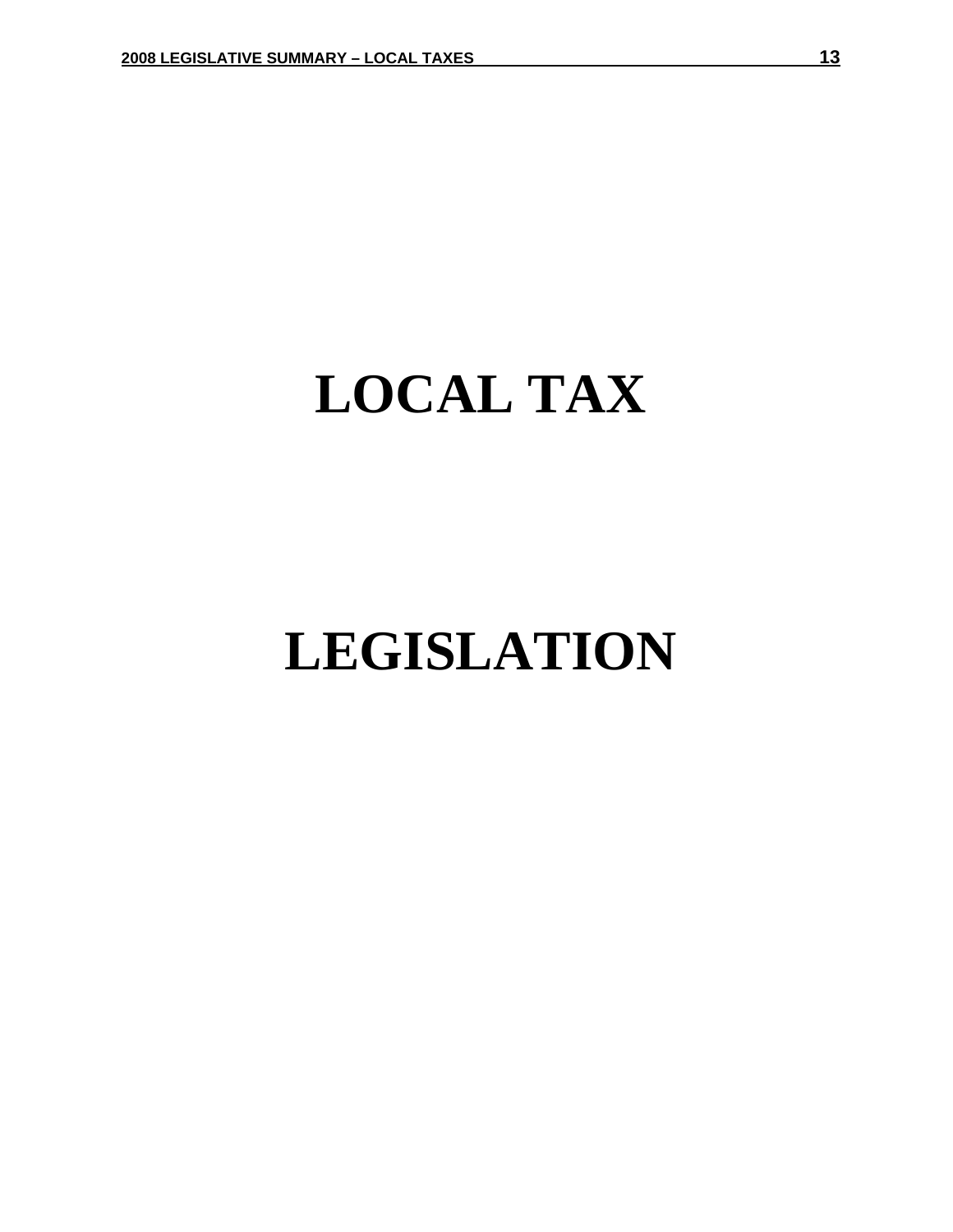# LOCAL TAX

# LEGISLATION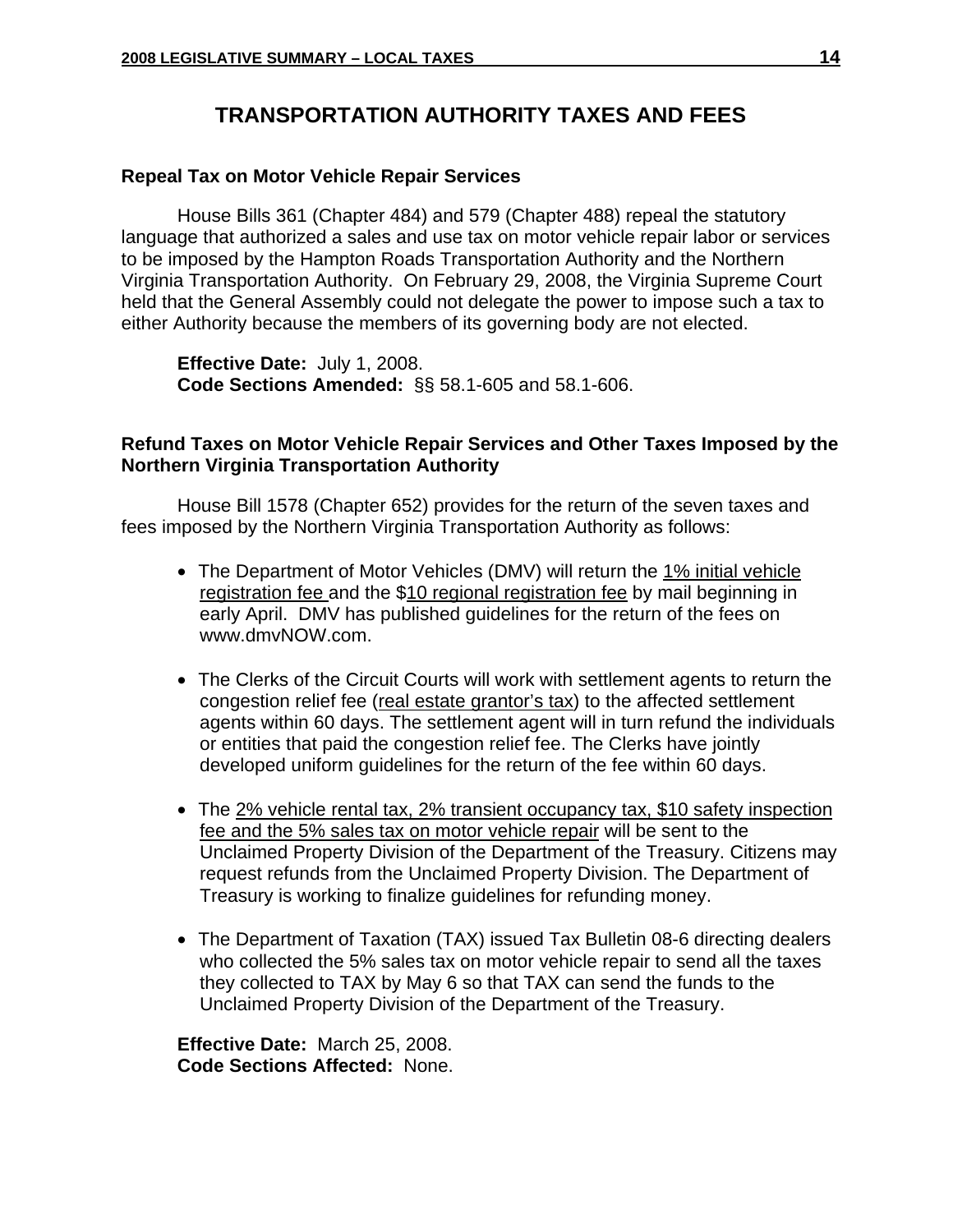# TRANSPORTATION AUTHORITY TAXES AND FEES

### Repeal Tax on Motor Vehicle Repair Services

House Bills 361 (Chapter 484) and 579 (Chapter 488) repeal the statutory language that authorized a sales and use tax on motor vehicle repair labor or services to be imposed by the Hampton Roads Transportation Authority and the Northern Virginia Transportation Authority. On February 29, 2008, the Virginia Supreme Court held that the General Assembly could not delegate the power to impose such a tax to either Authority because the members of its governing body are not elected.

**Effective Date:** July 1, 2008.
**Code Sections Amended:** §§ 58.1-605 and 58.1-606.

### Refund Taxes on Motor Vehicle Repair Services and Other Taxes Imposed by the Northern Virginia Transportation Authority

House Bill 1578 (Chapter 652) provides for the return of the seven taxes and fees imposed by the Northern Virginia Transportation Authority as follows:

- The Department of Motor Vehicles (DMV) will return the <u>1% initial vehicle registration fee</u> and the $<u>10 regional registration fee</u> by mail beginning in early April. DMV has published guidelines for the return of the fees on www.dmvNOW.com.
- The Clerks of the Circuit Courts will work with settlement agents to return the congestion relief fee (<u>real estate grantor's tax</u>) to the affected settlement agents within 60 days. The settlement agent will in turn refund the individuals or entities that paid the congestion relief fee. The Clerks have jointly developed uniform guidelines for the return of the fee within 60 days.
- The <u>2% vehicle rental tax, 2% transient occupancy tax, $10 safety inspection fee and the 5% sales tax on motor vehicle repair</u> will be sent to the Unclaimed Property Division of the Department of the Treasury. Citizens may request refunds from the Unclaimed Property Division. The Department of Treasury is working to finalize guidelines for refunding money.
- The Department of Taxation (TAX) issued Tax Bulletin 08-6 directing dealers who collected the 5% sales tax on motor vehicle repair to send all the taxes they collected to TAX by May 6 so that TAX can send the funds to the Unclaimed Property Division of the Department of the Treasury.

**Effective Date:** March 25, 2008.
**Code Sections Affected:** None.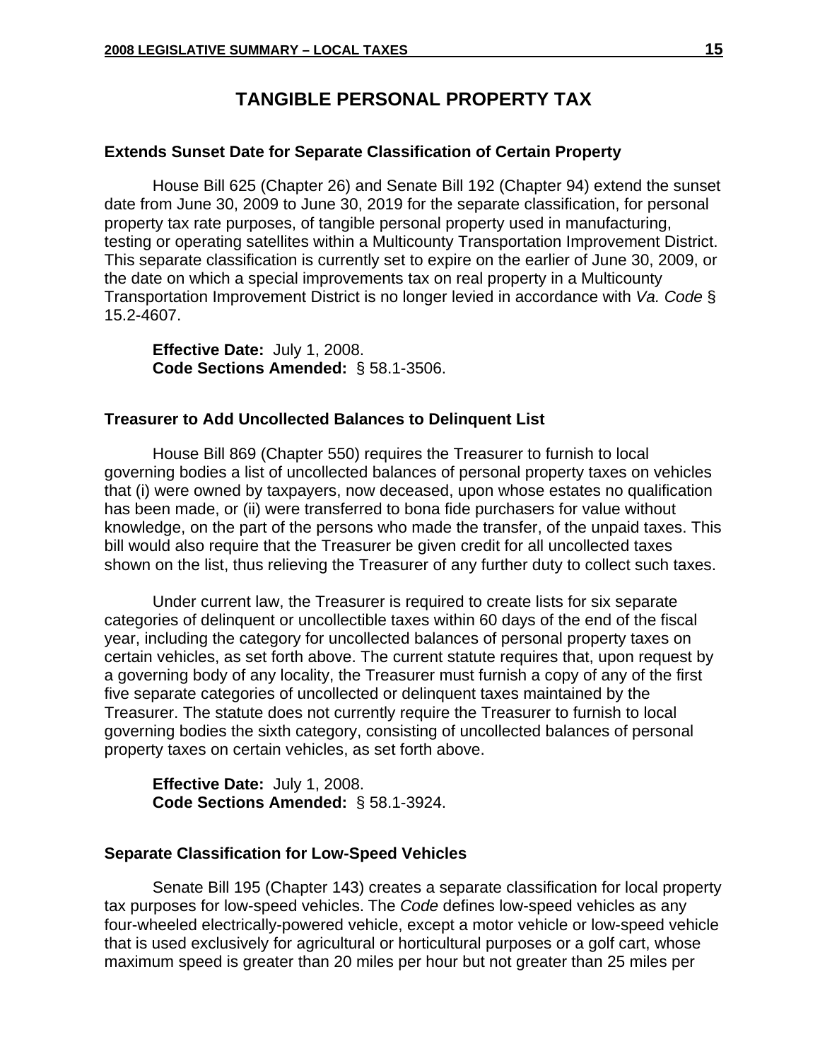# TANGIBLE PERSONAL PROPERTY TAX

### Extends Sunset Date for Separate Classification of Certain Property

House Bill 625 (Chapter 26) and Senate Bill 192 (Chapter 94) extend the sunset date from June 30, 2009 to June 30, 2019 for the separate classification, for personal property tax rate purposes, of tangible personal property used in manufacturing, testing or operating satellites within a Multicounty Transportation Improvement District. This separate classification is currently set to expire on the earlier of June 30, 2009, or the date on which a special improvements tax on real property in a Multicounty Transportation Improvement District is no longer levied in accordance with *Va. Code* § 15.2-4607.

**Effective Date:** July 1, 2008.
**Code Sections Amended:** § 58.1-3506.

### Treasurer to Add Uncollected Balances to Delinquent List

House Bill 869 (Chapter 550) requires the Treasurer to furnish to local governing bodies a list of uncollected balances of personal property taxes on vehicles that (i) were owned by taxpayers, now deceased, upon whose estates no qualification has been made, or (ii) were transferred to bona fide purchasers for value without knowledge, on the part of the persons who made the transfer, of the unpaid taxes. This bill would also require that the Treasurer be given credit for all uncollected taxes shown on the list, thus relieving the Treasurer of any further duty to collect such taxes.

Under current law, the Treasurer is required to create lists for six separate categories of delinquent or uncollectible taxes within 60 days of the end of the fiscal year, including the category for uncollected balances of personal property taxes on certain vehicles, as set forth above. The current statute requires that, upon request by a governing body of any locality, the Treasurer must furnish a copy of any of the first five separate categories of uncollected or delinquent taxes maintained by the Treasurer. The statute does not currently require the Treasurer to furnish to local governing bodies the sixth category, consisting of uncollected balances of personal property taxes on certain vehicles, as set forth above.

**Effective Date:** July 1, 2008.
**Code Sections Amended:** § 58.1-3924.

### Separate Classification for Low-Speed Vehicles

Senate Bill 195 (Chapter 143) creates a separate classification for local property tax purposes for low-speed vehicles. The *Code* defines low-speed vehicles as any four-wheeled electrically-powered vehicle, except a motor vehicle or low-speed vehicle that is used exclusively for agricultural or horticultural purposes or a golf cart, whose maximum speed is greater than 20 miles per hour but not greater than 25 miles per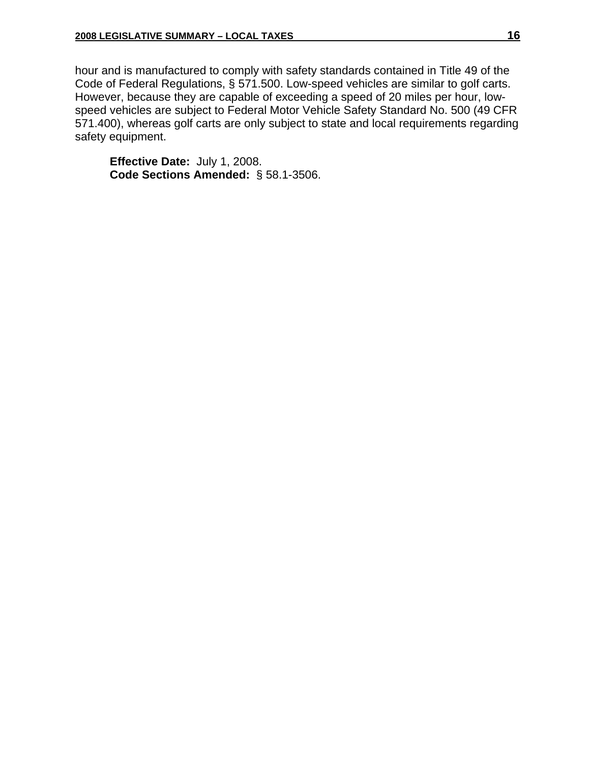hour and is manufactured to comply with safety standards contained in Title 49 of the Code of Federal Regulations, § 571.500. Low-speed vehicles are similar to golf carts. However, because they are capable of exceeding a speed of 20 miles per hour, low-speed vehicles are subject to Federal Motor Vehicle Safety Standard No. 500 (49 CFR 571.400), whereas golf carts are only subject to state and local requirements regarding safety equipment.

**Effective Date:** July 1, 2008.
**Code Sections Amended:** § 58.1-3506.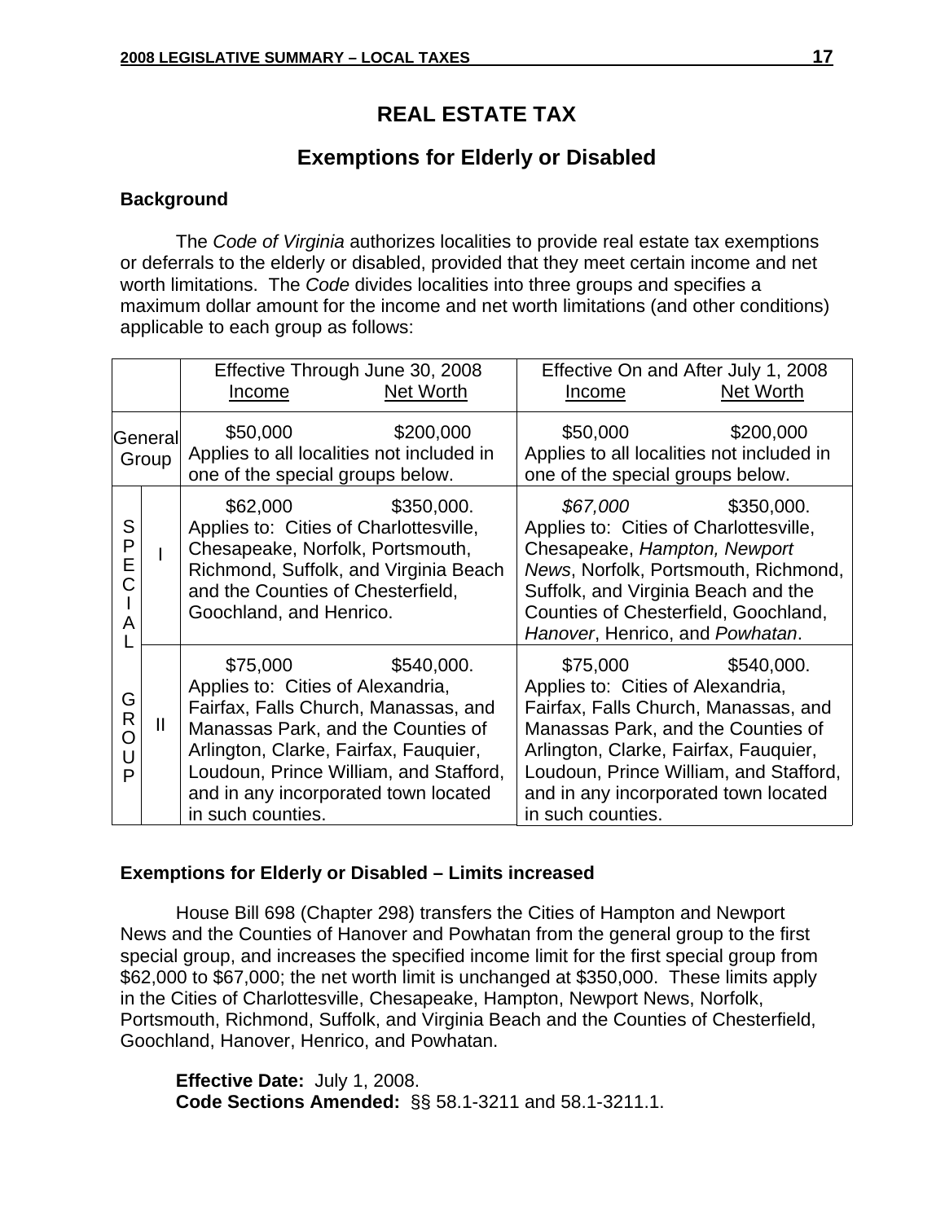# REAL ESTATE TAX

## Exemptions for Elderly or Disabled

**Background**

The *Code of Virginia* authorizes localities to provide real estate tax exemptions or deferrals to the elderly or disabled, provided that they meet certain income and net worth limitations. The *Code* divides localities into three groups and specifies a maximum dollar amount for the income and net worth limitations (and other conditions) applicable to each group as follows:

| | | Effective Through June 30, 2008 | | Effective On and After July 1, 2008 | |
|---|---|---|---|---|---|
| | | Income | Net Worth | Income | Net Worth |
| General Group | | $50,000 | $200,000 | $50,000 | $200,000 |
| | | Applies to all localities not included in one of the special groups below. | | Applies to all localities not included in one of the special groups below. | |
| SPECIAL GROUP | I | $62,000 | $350,000. | *$67,000* | $350,000. |
| | | Applies to: Cities of Charlottesville, Chesapeake, Norfolk, Portsmouth, Richmond, Suffolk, and Virginia Beach and the Counties of Chesterfield, Goochland, and Henrico. | | Applies to: Cities of Charlottesville, Chesapeake, *Hampton, Newport News*, Norfolk, Portsmouth, Richmond, Suffolk, and Virginia Beach and the Counties of Chesterfield, Goochland, *Hanover*, Henrico, and *Powhatan*. | |
| | II | $75,000 | $540,000. | $75,000 | $540,000. |
| | | Applies to: Cities of Alexandria, Fairfax, Falls Church, Manassas, and Manassas Park, and the Counties of Arlington, Clarke, Fairfax, Fauquier, Loudoun, Prince William, and Stafford, and in any incorporated town located in such counties. | | Applies to: Cities of Alexandria, Fairfax, Falls Church, Manassas, and Manassas Park, and the Counties of Arlington, Clarke, Fairfax, Fauquier, Loudoun, Prince William, and Stafford, and in any incorporated town located in such counties. | |

**Exemptions for Elderly or Disabled – Limits increased**

House Bill 698 (Chapter 298) transfers the Cities of Hampton and Newport News and the Counties of Hanover and Powhatan from the general group to the first special group, and increases the specified income limit for the first special group from $62,000 to $67,000; the net worth limit is unchanged at $350,000. These limits apply in the Cities of Charlottesville, Chesapeake, Hampton, Newport News, Norfolk, Portsmouth, Richmond, Suffolk, and Virginia Beach and the Counties of Chesterfield, Goochland, Hanover, Henrico, and Powhatan.

**Effective Date:** July 1, 2008.
**Code Sections Amended:** §§ 58.1-3211 and 58.1-3211.1.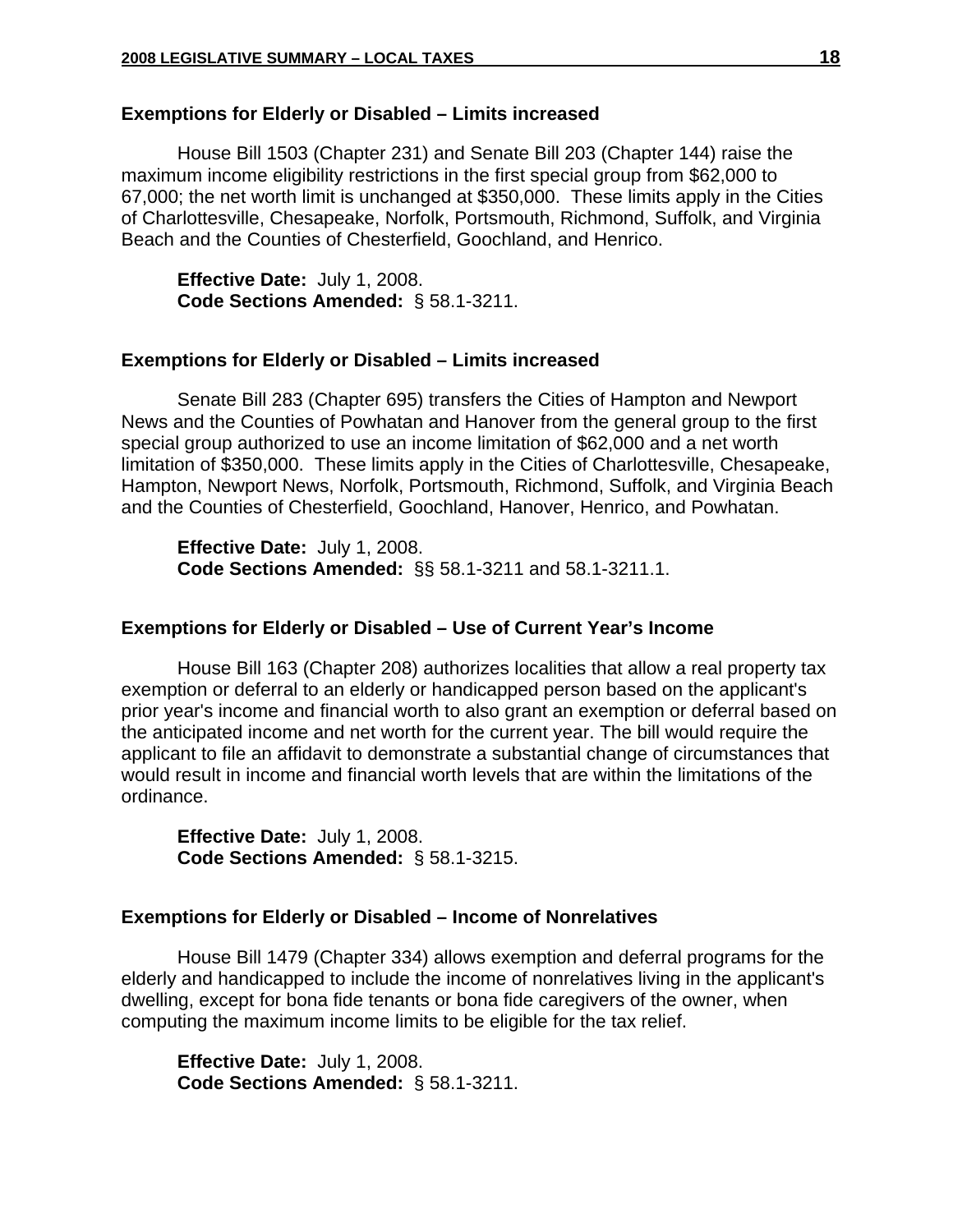### Exemptions for Elderly or Disabled – Limits increased

House Bill 1503 (Chapter 231) and Senate Bill 203 (Chapter 144) raise the maximum income eligibility restrictions in the first special group from $62,000 to 67,000; the net worth limit is unchanged at $350,000. These limits apply in the Cities of Charlottesville, Chesapeake, Norfolk, Portsmouth, Richmond, Suffolk, and Virginia Beach and the Counties of Chesterfield, Goochland, and Henrico.

**Effective Date:** July 1, 2008.
**Code Sections Amended:** § 58.1-3211.

### Exemptions for Elderly or Disabled – Limits increased

Senate Bill 283 (Chapter 695) transfers the Cities of Hampton and Newport News and the Counties of Powhatan and Hanover from the general group to the first special group authorized to use an income limitation of $62,000 and a net worth limitation of $350,000. These limits apply in the Cities of Charlottesville, Chesapeake, Hampton, Newport News, Norfolk, Portsmouth, Richmond, Suffolk, and Virginia Beach and the Counties of Chesterfield, Goochland, Hanover, Henrico, and Powhatan.

**Effective Date:** July 1, 2008.
**Code Sections Amended:** §§ 58.1-3211 and 58.1-3211.1.

### Exemptions for Elderly or Disabled – Use of Current Year's Income

House Bill 163 (Chapter 208) authorizes localities that allow a real property tax exemption or deferral to an elderly or handicapped person based on the applicant's prior year's income and financial worth to also grant an exemption or deferral based on the anticipated income and net worth for the current year. The bill would require the applicant to file an affidavit to demonstrate a substantial change of circumstances that would result in income and financial worth levels that are within the limitations of the ordinance.

**Effective Date:** July 1, 2008.
**Code Sections Amended:** § 58.1-3215.

### Exemptions for Elderly or Disabled – Income of Nonrelatives

House Bill 1479 (Chapter 334) allows exemption and deferral programs for the elderly and handicapped to include the income of nonrelatives living in the applicant's dwelling, except for bona fide tenants or bona fide caregivers of the owner, when computing the maximum income limits to be eligible for the tax relief.

**Effective Date:** July 1, 2008.
**Code Sections Amended:** § 58.1-3211.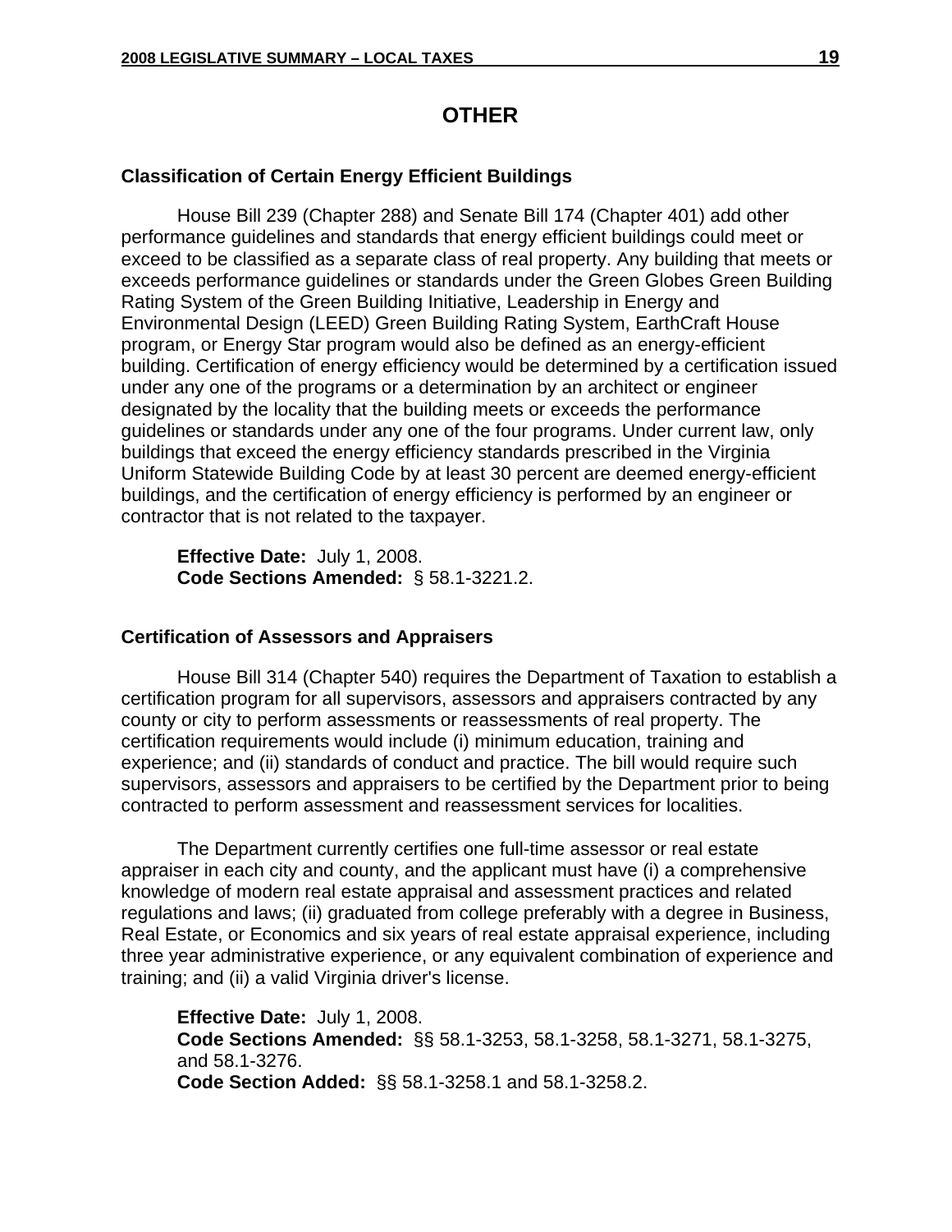# OTHER

## Classification of Certain Energy Efficient Buildings

House Bill 239 (Chapter 288) and Senate Bill 174 (Chapter 401) add other performance guidelines and standards that energy efficient buildings could meet or exceed to be classified as a separate class of real property. Any building that meets or exceeds performance guidelines or standards under the Green Globes Green Building Rating System of the Green Building Initiative, Leadership in Energy and Environmental Design (LEED) Green Building Rating System, EarthCraft House program, or Energy Star program would also be defined as an energy-efficient building. Certification of energy efficiency would be determined by a certification issued under any one of the programs or a determination by an architect or engineer designated by the locality that the building meets or exceeds the performance guidelines or standards under any one of the four programs. Under current law, only buildings that exceed the energy efficiency standards prescribed in the Virginia Uniform Statewide Building Code by at least 30 percent are deemed energy-efficient buildings, and the certification of energy efficiency is performed by an engineer or contractor that is not related to the taxpayer.

**Effective Date:** July 1, 2008.
**Code Sections Amended:** § 58.1-3221.2.

## Certification of Assessors and Appraisers

House Bill 314 (Chapter 540) requires the Department of Taxation to establish a certification program for all supervisors, assessors and appraisers contracted by any county or city to perform assessments or reassessments of real property. The certification requirements would include (i) minimum education, training and experience; and (ii) standards of conduct and practice. The bill would require such supervisors, assessors and appraisers to be certified by the Department prior to being contracted to perform assessment and reassessment services for localities.

The Department currently certifies one full-time assessor or real estate appraiser in each city and county, and the applicant must have (i) a comprehensive knowledge of modern real estate appraisal and assessment practices and related regulations and laws; (ii) graduated from college preferably with a degree in Business, Real Estate, or Economics and six years of real estate appraisal experience, including three year administrative experience, or any equivalent combination of experience and training; and (ii) a valid Virginia driver's license.

**Effective Date:** July 1, 2008.
**Code Sections Amended:** §§ 58.1-3253, 58.1-3258, 58.1-3271, 58.1-3275, and 58.1-3276.
**Code Section Added:** §§ 58.1-3258.1 and 58.1-3258.2.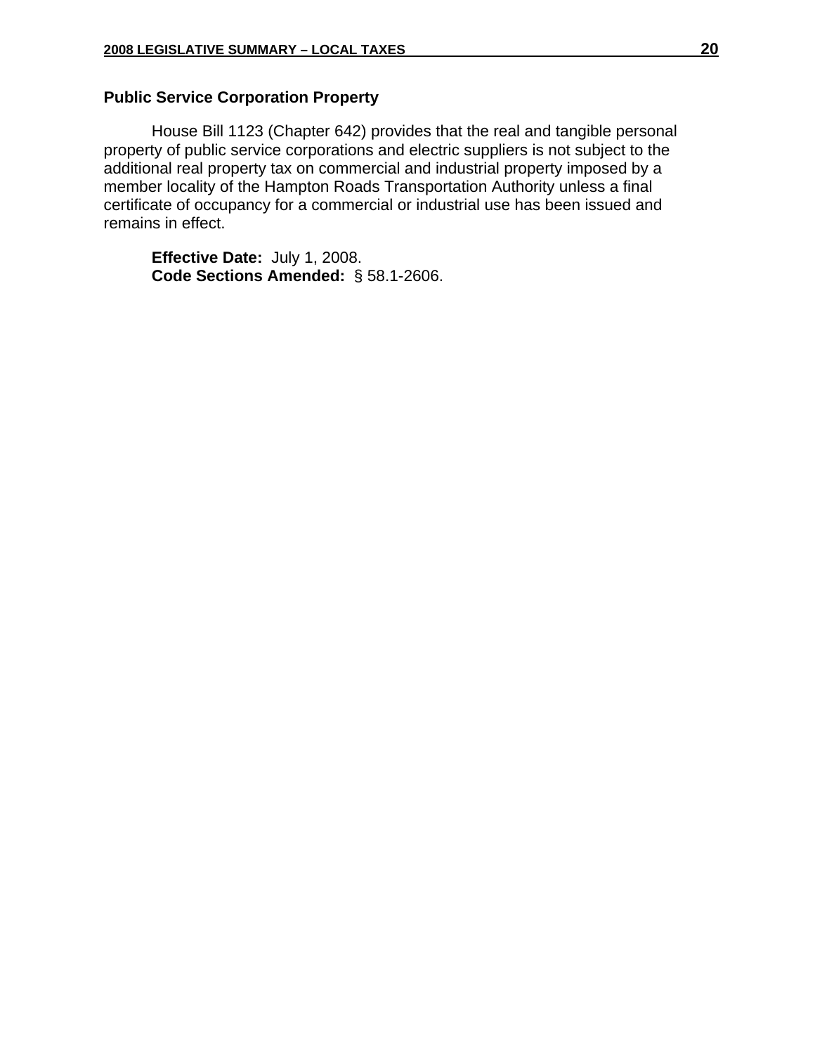### Public Service Corporation Property

House Bill 1123 (Chapter 642) provides that the real and tangible personal property of public service corporations and electric suppliers is not subject to the additional real property tax on commercial and industrial property imposed by a member locality of the Hampton Roads Transportation Authority unless a final certificate of occupancy for a commercial or industrial use has been issued and remains in effect.

**Effective Date:** July 1, 2008.
**Code Sections Amended:** § 58.1-2606.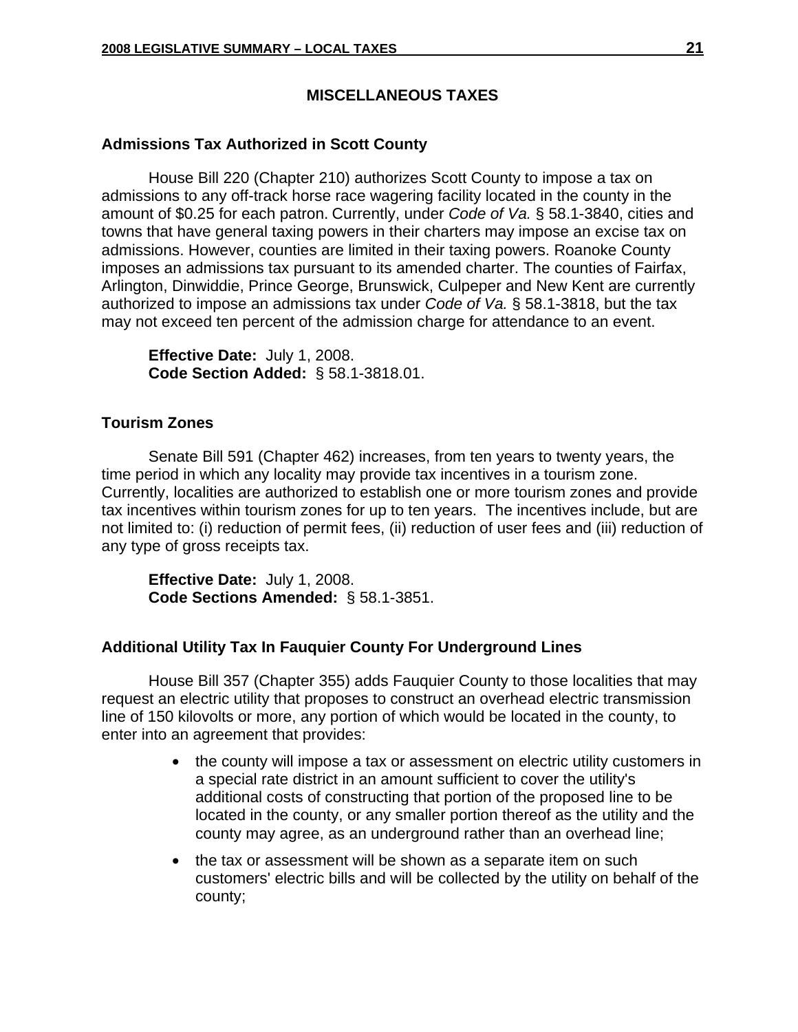## MISCELLANEOUS TAXES

### Admissions Tax Authorized in Scott County

House Bill 220 (Chapter 210) authorizes Scott County to impose a tax on admissions to any off-track horse race wagering facility located in the county in the amount of $0.25 for each patron. Currently, under *Code of Va.* § 58.1-3840, cities and towns that have general taxing powers in their charters may impose an excise tax on admissions. However, counties are limited in their taxing powers. Roanoke County imposes an admissions tax pursuant to its amended charter. The counties of Fairfax, Arlington, Dinwiddie, Prince George, Brunswick, Culpeper and New Kent are currently authorized to impose an admissions tax under *Code of Va.* § 58.1-3818, but the tax may not exceed ten percent of the admission charge for attendance to an event.

**Effective Date:** July 1, 2008.
**Code Section Added:** § 58.1-3818.01.

### Tourism Zones

Senate Bill 591 (Chapter 462) increases, from ten years to twenty years, the time period in which any locality may provide tax incentives in a tourism zone. Currently, localities are authorized to establish one or more tourism zones and provide tax incentives within tourism zones for up to ten years. The incentives include, but are not limited to: (i) reduction of permit fees, (ii) reduction of user fees and (iii) reduction of any type of gross receipts tax.

**Effective Date:** July 1, 2008.
**Code Sections Amended:** § 58.1-3851.

### Additional Utility Tax In Fauquier County For Underground Lines

House Bill 357 (Chapter 355) adds Fauquier County to those localities that may request an electric utility that proposes to construct an overhead electric transmission line of 150 kilovolts or more, any portion of which would be located in the county, to enter into an agreement that provides:

- the county will impose a tax or assessment on electric utility customers in a special rate district in an amount sufficient to cover the utility's additional costs of constructing that portion of the proposed line to be located in the county, or any smaller portion thereof as the utility and the county may agree, as an underground rather than an overhead line;
- the tax or assessment will be shown as a separate item on such customers' electric bills and will be collected by the utility on behalf of the county;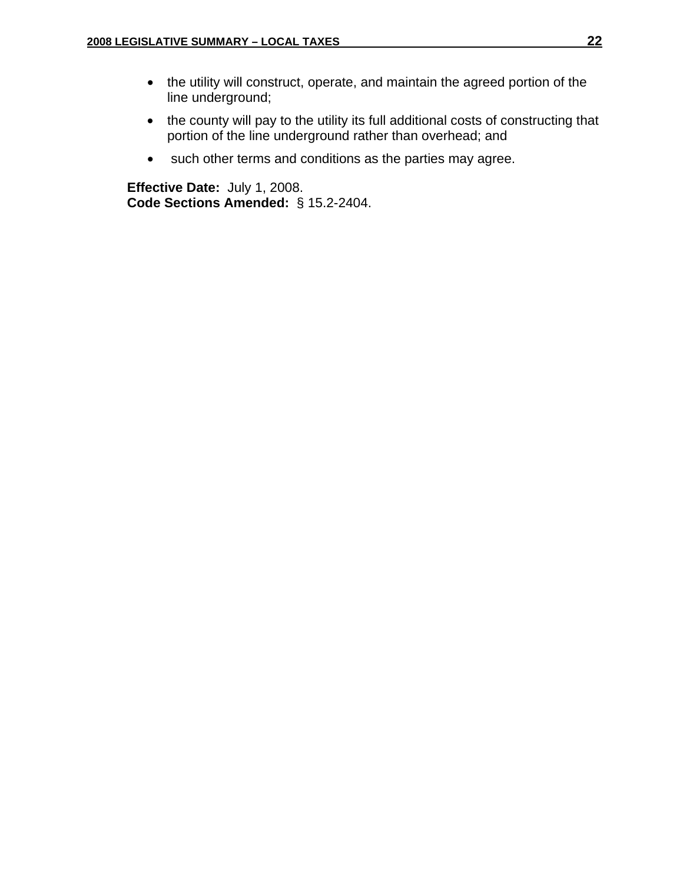- the utility will construct, operate, and maintain the agreed portion of the line underground;
- the county will pay to the utility its full additional costs of constructing that portion of the line underground rather than overhead; and
- such other terms and conditions as the parties may agree.

**Effective Date:** July 1, 2008.
**Code Sections Amended:** § 15.2-2404.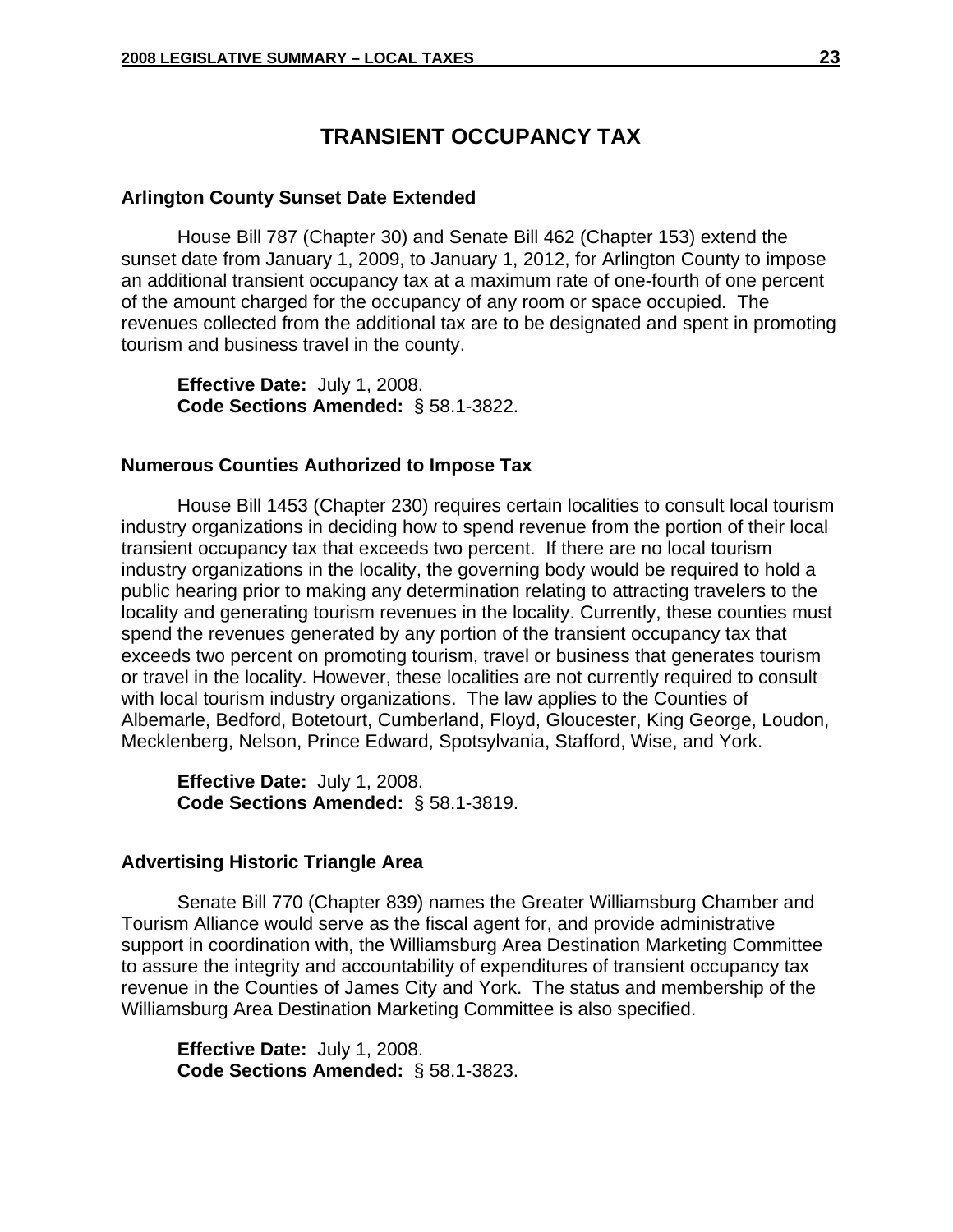# TRANSIENT OCCUPANCY TAX

### Arlington County Sunset Date Extended

House Bill 787 (Chapter 30) and Senate Bill 462 (Chapter 153) extend the sunset date from January 1, 2009, to January 1, 2012, for Arlington County to impose an additional transient occupancy tax at a maximum rate of one-fourth of one percent of the amount charged for the occupancy of any room or space occupied. The revenues collected from the additional tax are to be designated and spent in promoting tourism and business travel in the county.

**Effective Date:** July 1, 2008.
**Code Sections Amended:** § 58.1-3822.

### Numerous Counties Authorized to Impose Tax

House Bill 1453 (Chapter 230) requires certain localities to consult local tourism industry organizations in deciding how to spend revenue from the portion of their local transient occupancy tax that exceeds two percent. If there are no local tourism industry organizations in the locality, the governing body would be required to hold a public hearing prior to making any determination relating to attracting travelers to the locality and generating tourism revenues in the locality. Currently, these counties must spend the revenues generated by any portion of the transient occupancy tax that exceeds two percent on promoting tourism, travel or business that generates tourism or travel in the locality. However, these localities are not currently required to consult with local tourism industry organizations. The law applies to the Counties of Albemarle, Bedford, Botetourt, Cumberland, Floyd, Gloucester, King George, Loudon, Mecklenberg, Nelson, Prince Edward, Spotsylvania, Stafford, Wise, and York.

**Effective Date:** July 1, 2008.
**Code Sections Amended:** § 58.1-3819.

### Advertising Historic Triangle Area

Senate Bill 770 (Chapter 839) names the Greater Williamsburg Chamber and Tourism Alliance would serve as the fiscal agent for, and provide administrative support in coordination with, the Williamsburg Area Destination Marketing Committee to assure the integrity and accountability of expenditures of transient occupancy tax revenue in the Counties of James City and York. The status and membership of the Williamsburg Area Destination Marketing Committee is also specified.

**Effective Date:** July 1, 2008.
**Code Sections Amended:** § 58.1-3823.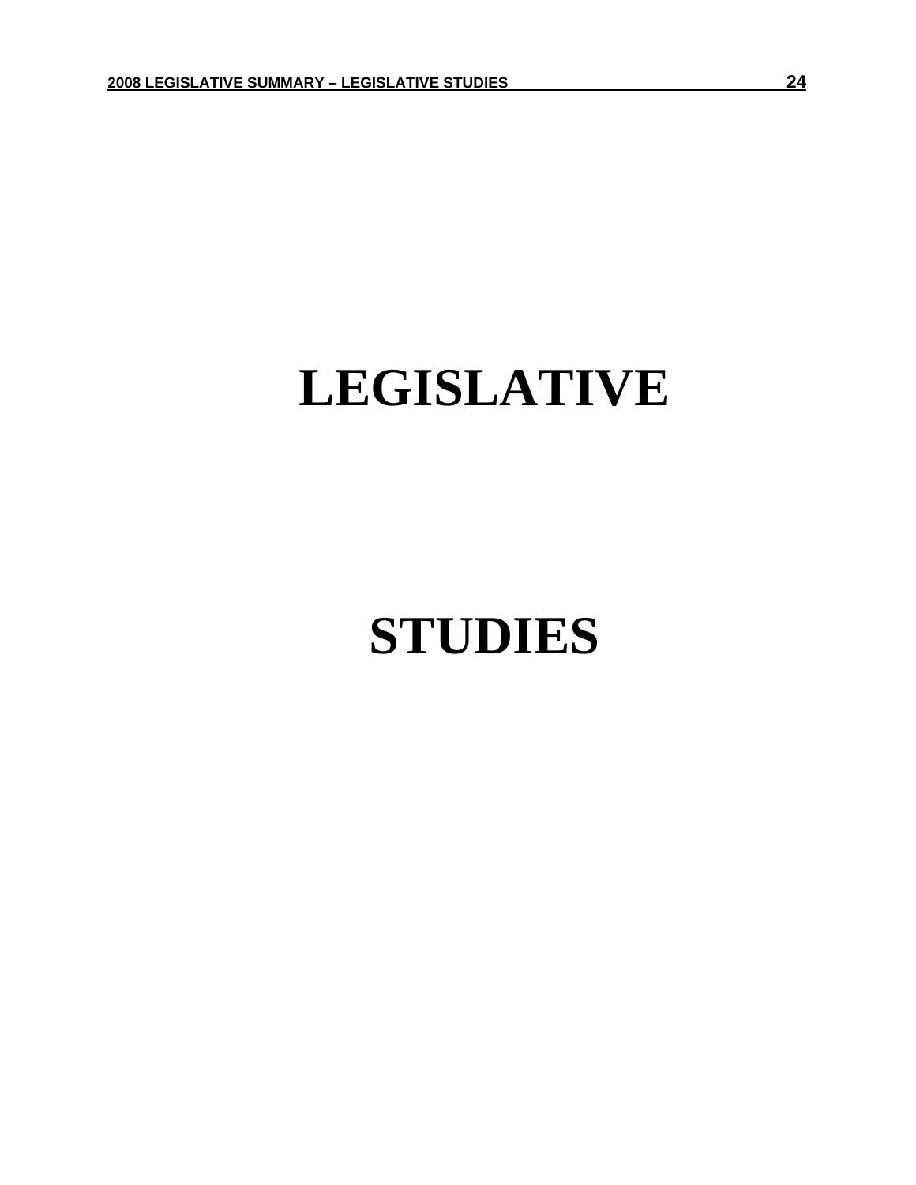# LEGISLATIVE

# STUDIES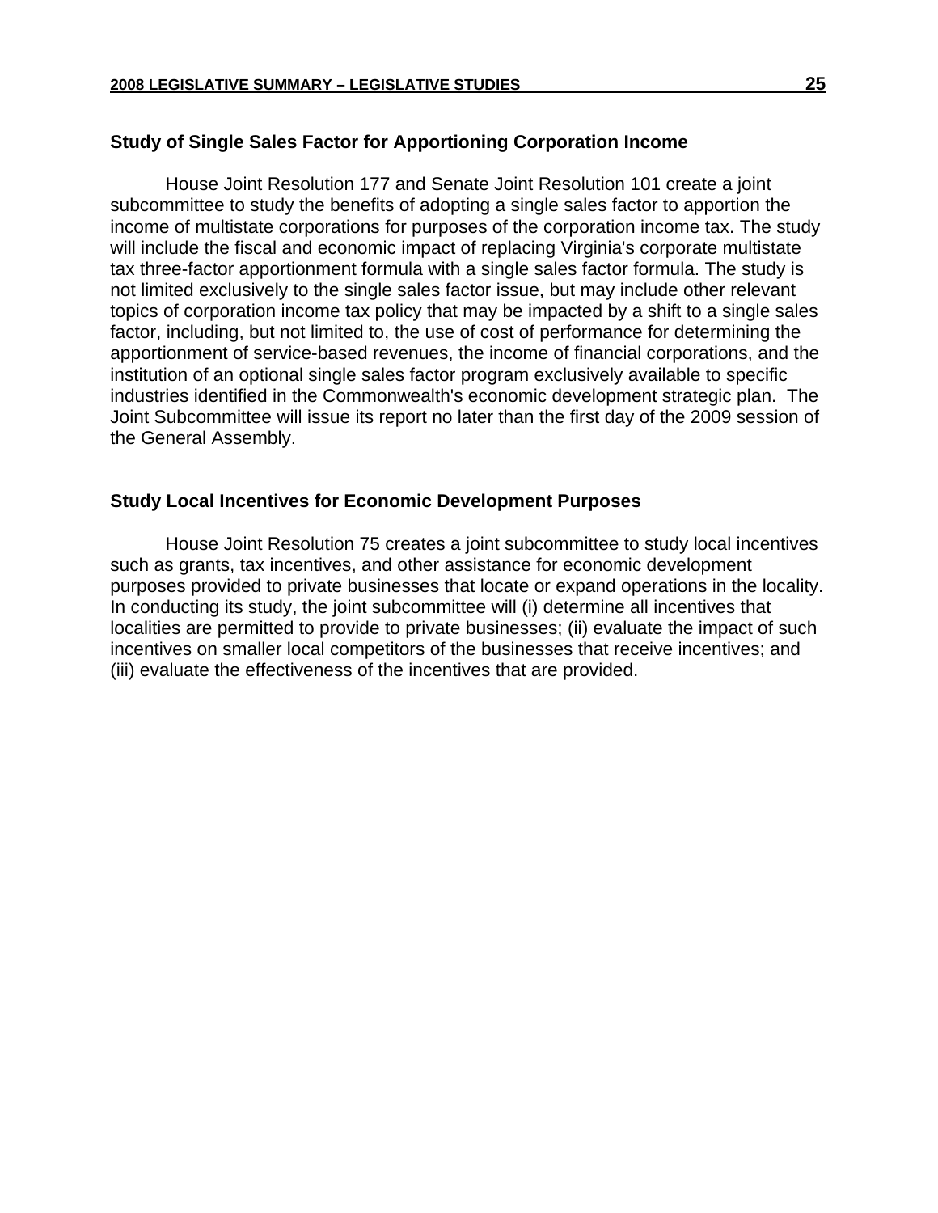### Study of Single Sales Factor for Apportioning Corporation Income

House Joint Resolution 177 and Senate Joint Resolution 101 create a joint subcommittee to study the benefits of adopting a single sales factor to apportion the income of multistate corporations for purposes of the corporation income tax. The study will include the fiscal and economic impact of replacing Virginia's corporate multistate tax three-factor apportionment formula with a single sales factor formula. The study is not limited exclusively to the single sales factor issue, but may include other relevant topics of corporation income tax policy that may be impacted by a shift to a single sales factor, including, but not limited to, the use of cost of performance for determining the apportionment of service-based revenues, the income of financial corporations, and the institution of an optional single sales factor program exclusively available to specific industries identified in the Commonwealth's economic development strategic plan. The Joint Subcommittee will issue its report no later than the first day of the 2009 session of the General Assembly.

### Study Local Incentives for Economic Development Purposes

House Joint Resolution 75 creates a joint subcommittee to study local incentives such as grants, tax incentives, and other assistance for economic development purposes provided to private businesses that locate or expand operations in the locality. In conducting its study, the joint subcommittee will (i) determine all incentives that localities are permitted to provide to private businesses; (ii) evaluate the impact of such incentives on smaller local competitors of the businesses that receive incentives; and (iii) evaluate the effectiveness of the incentives that are provided.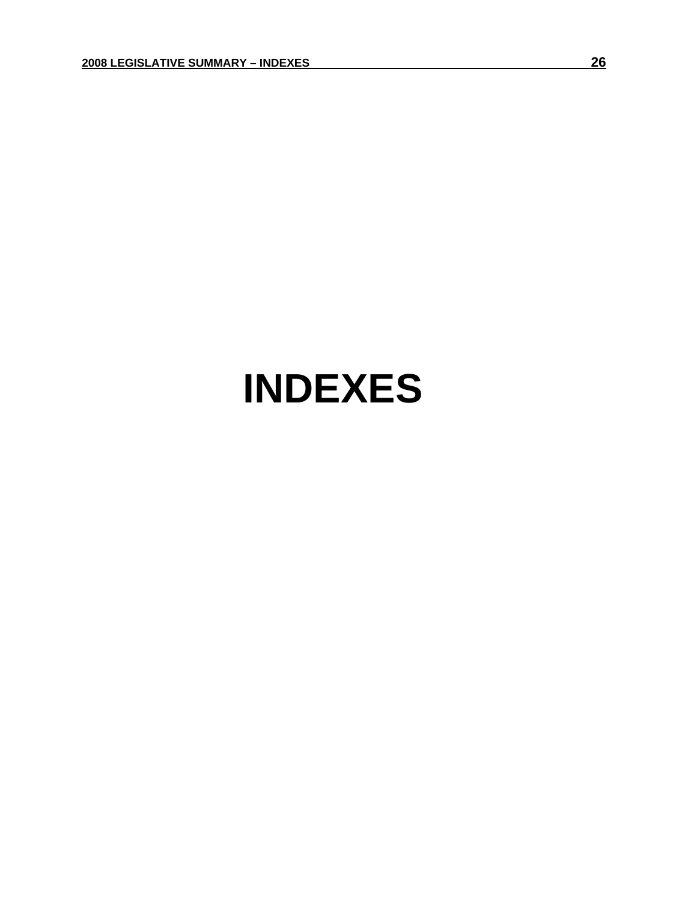# INDEXES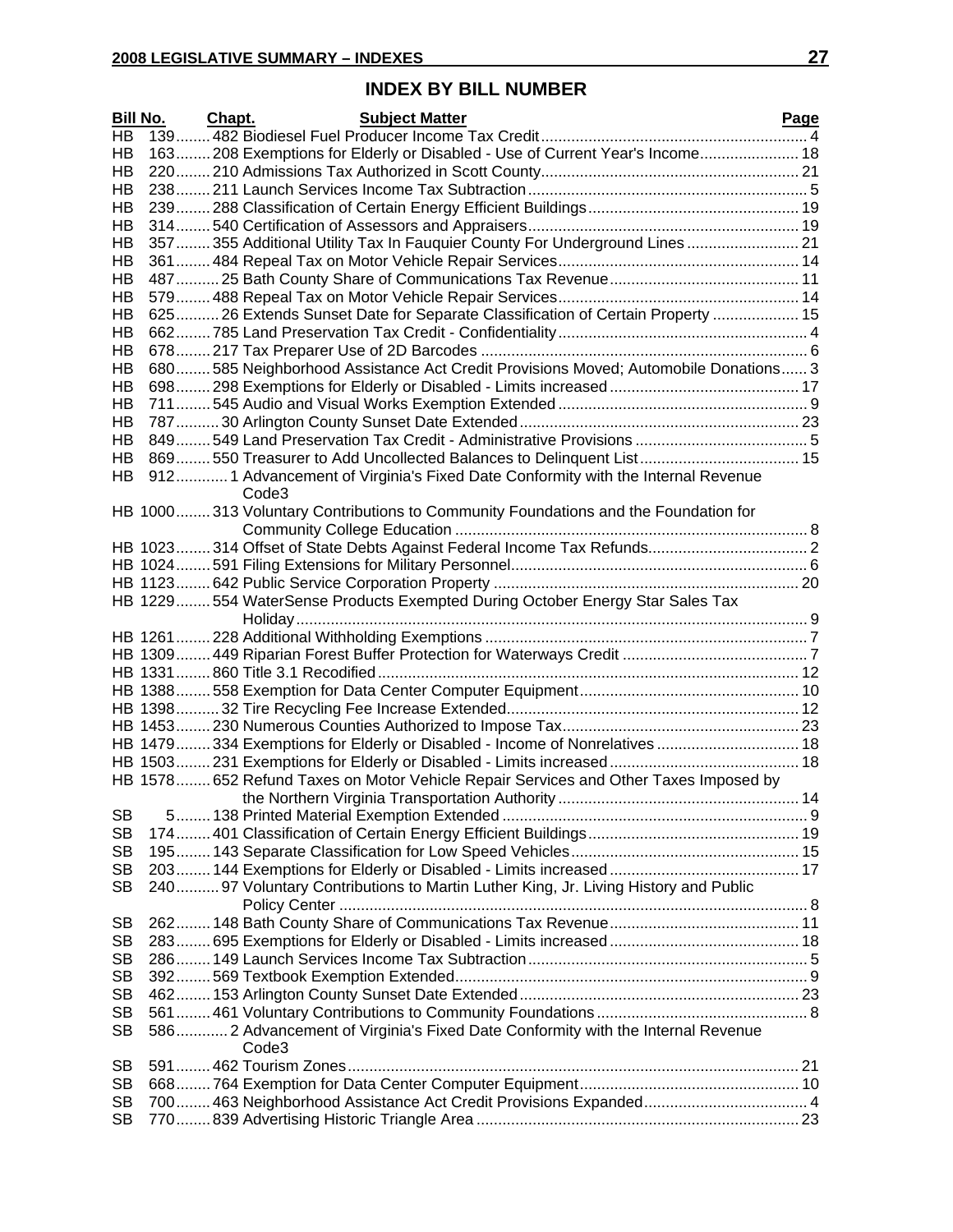## INDEX BY BILL NUMBER

| Bill No. | | Chapt. | Subject Matter | Page |
|---|---|---|---|---|
| HB | 139 | 482 | Biodiesel Fuel Producer Income Tax Credit | 4 |
| HB | 163 | 208 | Exemptions for Elderly or Disabled - Use of Current Year's Income | 18 |
| HB | 220 | 210 | Admissions Tax Authorized in Scott County | 21 |
| HB | 238 | 211 | Launch Services Income Tax Subtraction | 5 |
| HB | 239 | 288 | Classification of Certain Energy Efficient Buildings | 19 |
| HB | 314 | 540 | Certification of Assessors and Appraisers | 19 |
| HB | 357 | 355 | Additional Utility Tax In Fauquier County For Underground Lines | 21 |
| HB | 361 | 484 | Repeal Tax on Motor Vehicle Repair Services | 14 |
| HB | 487 | 25 | Bath County Share of Communications Tax Revenue | 11 |
| HB | 579 | 488 | Repeal Tax on Motor Vehicle Repair Services | 14 |
| HB | 625 | 26 | Extends Sunset Date for Separate Classification of Certain Property | 15 |
| HB | 662 | 785 | Land Preservation Tax Credit - Confidentiality | 4 |
| HB | 678 | 217 | Tax Preparer Use of 2D Barcodes | 6 |
| HB | 680 | 585 | Neighborhood Assistance Act Credit Provisions Moved; Automobile Donations | 3 |
| HB | 698 | 298 | Exemptions for Elderly or Disabled - Limits increased | 17 |
| HB | 711 | 545 | Audio and Visual Works Exemption Extended | 9 |
| HB | 787 | 30 | Arlington County Sunset Date Extended | 23 |
| HB | 849 | 549 | Land Preservation Tax Credit - Administrative Provisions | 5 |
| HB | 869 | 550 | Treasurer to Add Uncollected Balances to Delinquent List | 15 |
| HB | 912 | 1 | Advancement of Virginia's Fixed Date Conformity with the Internal Revenue Code | 3 |
| HB | 1000 | 313 | Voluntary Contributions to Community Foundations and the Foundation for Community College Education | 8 |
| HB | 1023 | 314 | Offset of State Debts Against Federal Income Tax Refunds | 2 |
| HB | 1024 | 591 | Filing Extensions for Military Personnel | 6 |
| HB | 1123 | 642 | Public Service Corporation Property | 20 |
| HB | 1229 | 554 | WaterSense Products Exempted During October Energy Star Sales Tax Holiday | 9 |
| HB | 1261 | 228 | Additional Withholding Exemptions | 7 |
| HB | 1309 | 449 | Riparian Forest Buffer Protection for Waterways Credit | 7 |
| HB | 1331 | 860 | Title 3.1 Recodified | 12 |
| HB | 1388 | 558 | Exemption for Data Center Computer Equipment | 10 |
| HB | 1398 | 32 | Tire Recycling Fee Increase Extended | 12 |
| HB | 1453 | 230 | Numerous Counties Authorized to Impose Tax | 23 |
| HB | 1479 | 334 | Exemptions for Elderly or Disabled - Income of Nonrelatives | 18 |
| HB | 1503 | 231 | Exemptions for Elderly or Disabled - Limits increased | 18 |
| HB | 1578 | 652 | Refund Taxes on Motor Vehicle Repair Services and Other Taxes Imposed by the Northern Virginia Transportation Authority | 14 |
| SB | 5 | 138 | Printed Material Exemption Extended | 9 |
| SB | 174 | 401 | Classification of Certain Energy Efficient Buildings | 19 |
| SB | 195 | 143 | Separate Classification for Low Speed Vehicles | 15 |
| SB | 203 | 144 | Exemptions for Elderly or Disabled - Limits increased | 17 |
| SB | 240 | 97 | Voluntary Contributions to Martin Luther King, Jr. Living History and Public Policy Center | 8 |
| SB | 262 | 148 | Bath County Share of Communications Tax Revenue | 11 |
| SB | 283 | 695 | Exemptions for Elderly or Disabled - Limits increased | 18 |
| SB | 286 | 149 | Launch Services Income Tax Subtraction | 5 |
| SB | 392 | 569 | Textbook Exemption Extended | 9 |
| SB | 462 | 153 | Arlington County Sunset Date Extended | 23 |
| SB | 561 | 461 | Voluntary Contributions to Community Foundations | 8 |
| SB | 586 | 2 | Advancement of Virginia's Fixed Date Conformity with the Internal Revenue Code | 3 |
| SB | 591 | 462 | Tourism Zones | 21 |
| SB | 668 | 764 | Exemption for Data Center Computer Equipment | 10 |
| SB | 700 | 463 | Neighborhood Assistance Act Credit Provisions Expanded | 4 |
| SB | 770 | 839 | Advertising Historic Triangle Area | 23 |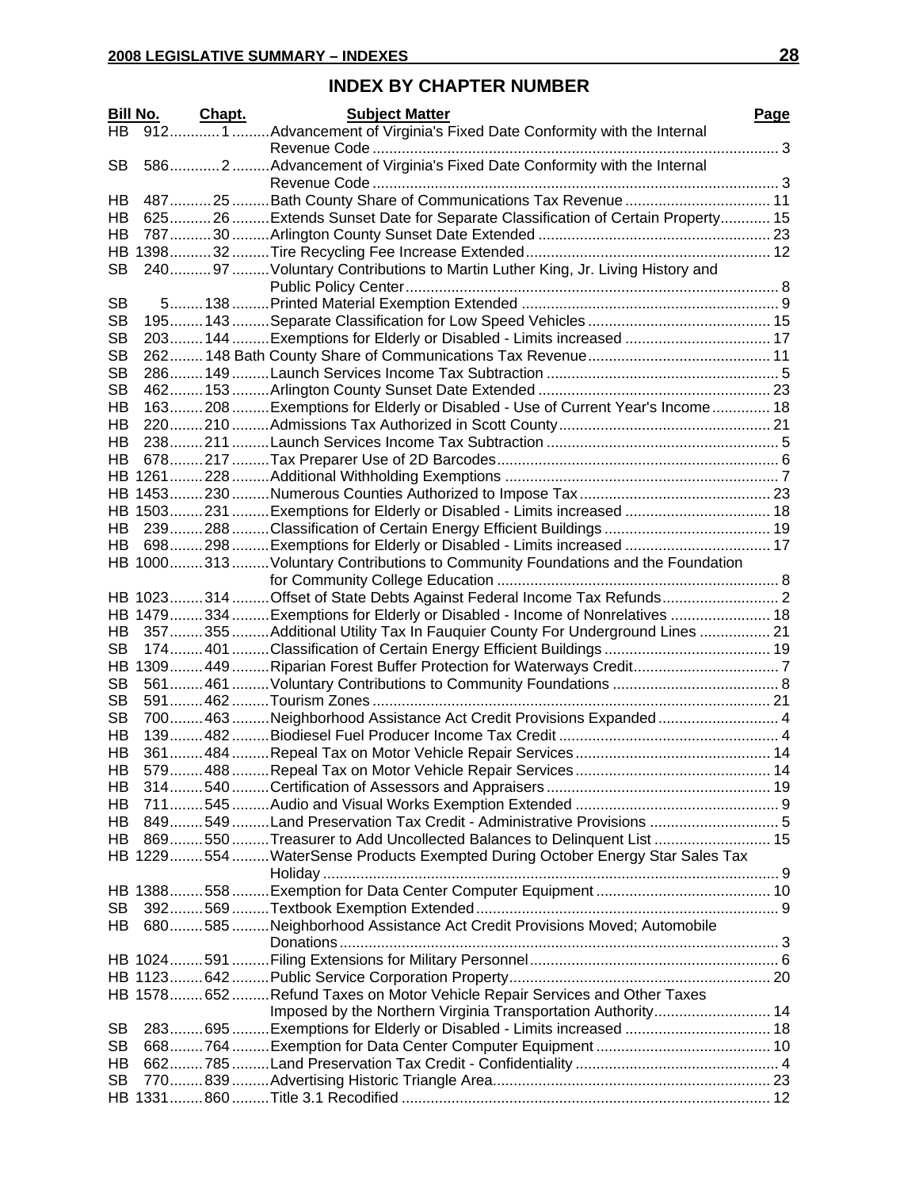## INDEX BY CHAPTER NUMBER

| Bill No. | | Chapt. | Subject Matter | Page |
|---|---|---|---|---|
| HB | 912 | 1 | Advancement of Virginia's Fixed Date Conformity with the Internal Revenue Code | 3 |
| SB | 586 | 2 | Advancement of Virginia's Fixed Date Conformity with the Internal Revenue Code | 3 |
| HB | 487 | 25 | Bath County Share of Communications Tax Revenue | 11 |
| HB | 625 | 26 | Extends Sunset Date for Separate Classification of Certain Property | 15 |
| HB | 787 | 30 | Arlington County Sunset Date Extended | 23 |
| HB | 1398 | 32 | Tire Recycling Fee Increase Extended | 12 |
| SB | 240 | 97 | Voluntary Contributions to Martin Luther King, Jr. Living History and Public Policy Center | 8 |
| SB | 5 | 138 | Printed Material Exemption Extended | 9 |
| SB | 195 | 143 | Separate Classification for Low Speed Vehicles | 15 |
| SB | 203 | 144 | Exemptions for Elderly or Disabled - Limits increased | 17 |
| SB | 262 | 148 | Bath County Share of Communications Tax Revenue | 11 |
| SB | 286 | 149 | Launch Services Income Tax Subtraction | 5 |
| SB | 462 | 153 | Arlington County Sunset Date Extended | 23 |
| HB | 163 | 208 | Exemptions for Elderly or Disabled - Use of Current Year's Income | 18 |
| HB | 220 | 210 | Admissions Tax Authorized in Scott County | 21 |
| HB | 238 | 211 | Launch Services Income Tax Subtraction | 5 |
| HB | 678 | 217 | Tax Preparer Use of 2D Barcodes | 6 |
| HB | 1261 | 228 | Additional Withholding Exemptions | 7 |
| HB | 1453 | 230 | Numerous Counties Authorized to Impose Tax | 23 |
| HB | 1503 | 231 | Exemptions for Elderly or Disabled - Limits increased | 18 |
| HB | 239 | 288 | Classification of Certain Energy Efficient Buildings | 19 |
| HB | 698 | 298 | Exemptions for Elderly or Disabled - Limits increased | 17 |
| HB | 1000 | 313 | Voluntary Contributions to Community Foundations and the Foundation for Community College Education | 8 |
| HB | 1023 | 314 | Offset of State Debts Against Federal Income Tax Refunds | 2 |
| HB | 1479 | 334 | Exemptions for Elderly or Disabled - Income of Nonrelatives | 18 |
| HB | 357 | 355 | Additional Utility Tax In Fauquier County For Underground Lines | 21 |
| SB | 174 | 401 | Classification of Certain Energy Efficient Buildings | 19 |
| HB | 1309 | 449 | Riparian Forest Buffer Protection for Waterways Credit | 7 |
| SB | 561 | 461 | Voluntary Contributions to Community Foundations | 8 |
| SB | 591 | 462 | Tourism Zones | 21 |
| SB | 700 | 463 | Neighborhood Assistance Act Credit Provisions Expanded | 4 |
| HB | 139 | 482 | Biodiesel Fuel Producer Income Tax Credit | 4 |
| HB | 361 | 484 | Repeal Tax on Motor Vehicle Repair Services | 14 |
| HB | 579 | 488 | Repeal Tax on Motor Vehicle Repair Services | 14 |
| HB | 314 | 540 | Certification of Assessors and Appraisers | 19 |
| HB | 711 | 545 | Audio and Visual Works Exemption Extended | 9 |
| HB | 849 | 549 | Land Preservation Tax Credit - Administrative Provisions | 5 |
| HB | 869 | 550 | Treasurer to Add Uncollected Balances to Delinquent List | 15 |
| HB | 1229 | 554 | WaterSense Products Exempted During October Energy Star Sales Tax Holiday | 9 |
| HB | 1388 | 558 | Exemption for Data Center Computer Equipment | 10 |
| SB | 392 | 569 | Textbook Exemption Extended | 9 |
| HB | 680 | 585 | Neighborhood Assistance Act Credit Provisions Moved; Automobile Donations | 3 |
| HB | 1024 | 591 | Filing Extensions for Military Personnel | 6 |
| HB | 1123 | 642 | Public Service Corporation Property | 20 |
| HB | 1578 | 652 | Refund Taxes on Motor Vehicle Repair Services and Other Taxes Imposed by the Northern Virginia Transportation Authority | 14 |
| SB | 283 | 695 | Exemptions for Elderly or Disabled - Limits increased | 18 |
| SB | 668 | 764 | Exemption for Data Center Computer Equipment | 10 |
| HB | 662 | 785 | Land Preservation Tax Credit - Confidentiality | 4 |
| SB | 770 | 839 | Advertising Historic Triangle Area | 23 |
| HB | 1331 | 860 | Title 3.1 Recodified | 12 |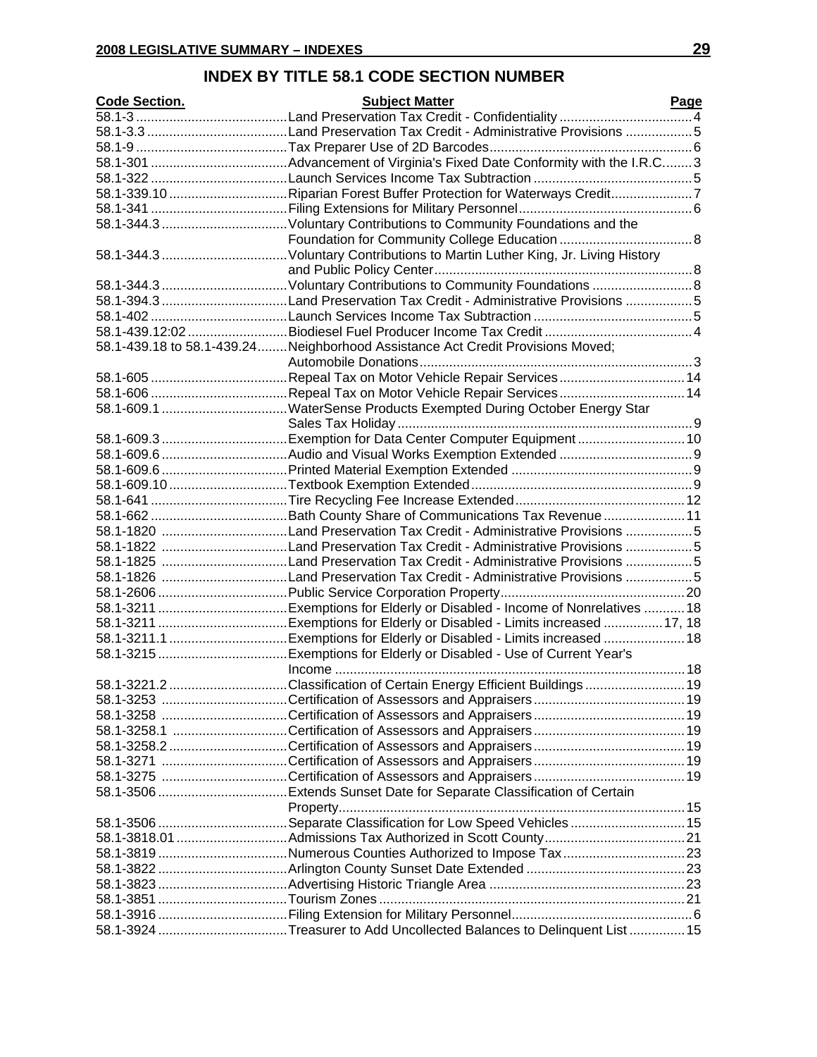## INDEX BY TITLE 58.1 CODE SECTION NUMBER

| Code Section. | Subject Matter | Page |
|---|---|---|
| 58.1-3 | Land Preservation Tax Credit - Confidentiality | 4 |
| 58.1-3.3 | Land Preservation Tax Credit - Administrative Provisions | 5 |
| 58.1-9 | Tax Preparer Use of 2D Barcodes | 6 |
| 58.1-301 | Advancement of Virginia's Fixed Date Conformity with the I.R.C. | 3 |
| 58.1-322 | Launch Services Income Tax Subtraction | 5 |
| 58.1-339.10 | Riparian Forest Buffer Protection for Waterways Credit | 7 |
| 58.1-341 | Filing Extensions for Military Personnel | 6 |
| 58.1-344.3 | Voluntary Contributions to Community Foundations and the Foundation for Community College Education | 8 |
| 58.1-344.3 | Voluntary Contributions to Martin Luther King, Jr. Living History and Public Policy Center | 8 |
| 58.1-344.3 | Voluntary Contributions to Community Foundations | 8 |
| 58.1-394.3 | Land Preservation Tax Credit - Administrative Provisions | 5 |
| 58.1-402 | Launch Services Income Tax Subtraction | 5 |
| 58.1-439.12:02 | Biodiesel Fuel Producer Income Tax Credit | 4 |
| 58.1-439.18 to 58.1-439.24 | Neighborhood Assistance Act Credit Provisions Moved; Automobile Donations | 3 |
| 58.1-605 | Repeal Tax on Motor Vehicle Repair Services | 14 |
| 58.1-606 | Repeal Tax on Motor Vehicle Repair Services | 14 |
| 58.1-609.1 | WaterSense Products Exempted During October Energy Star Sales Tax Holiday | 9 |
| 58.1-609.3 | Exemption for Data Center Computer Equipment | 10 |
| 58.1-609.6 | Audio and Visual Works Exemption Extended | 9 |
| 58.1-609.6 | Printed Material Exemption Extended | 9 |
| 58.1-609.10 | Textbook Exemption Extended | 9 |
| 58.1-641 | Tire Recycling Fee Increase Extended | 12 |
| 58.1-662 | Bath County Share of Communications Tax Revenue | 11 |
| 58.1-1820 | Land Preservation Tax Credit - Administrative Provisions | 5 |
| 58.1-1822 | Land Preservation Tax Credit - Administrative Provisions | 5 |
| 58.1-1825 | Land Preservation Tax Credit - Administrative Provisions | 5 |
| 58.1-1826 | Land Preservation Tax Credit - Administrative Provisions | 5 |
| 58.1-2606 | Public Service Corporation Property | 20 |
| 58.1-3211 | Exemptions for Elderly or Disabled - Income of Nonrelatives | 18 |
| 58.1-3211 | Exemptions for Elderly or Disabled - Limits increased | 17, 18 |
| 58.1-3211.1 | Exemptions for Elderly or Disabled - Limits increased | 18 |
| 58.1-3215 | Exemptions for Elderly or Disabled - Use of Current Year's Income | 18 |
| 58.1-3221.2 | Classification of Certain Energy Efficient Buildings | 19 |
| 58.1-3253 | Certification of Assessors and Appraisers | 19 |
| 58.1-3258 | Certification of Assessors and Appraisers | 19 |
| 58.1-3258.1 | Certification of Assessors and Appraisers | 19 |
| 58.1-3258.2 | Certification of Assessors and Appraisers | 19 |
| 58.1-3271 | Certification of Assessors and Appraisers | 19 |
| 58.1-3275 | Certification of Assessors and Appraisers | 19 |
| 58.1-3506 | Extends Sunset Date for Separate Classification of Certain Property | 15 |
| 58.1-3506 | Separate Classification for Low Speed Vehicles | 15 |
| 58.1-3818.01 | Admissions Tax Authorized in Scott County | 21 |
| 58.1-3819 | Numerous Counties Authorized to Impose Tax | 23 |
| 58.1-3822 | Arlington County Sunset Date Extended | 23 |
| 58.1-3823 | Advertising Historic Triangle Area | 23 |
| 58.1-3851 | Tourism Zones | 21 |
| 58.1-3916 | Filing Extension for Military Personnel | 6 |
| 58.1-3924 | Treasurer to Add Uncollected Balances to Delinquent List | 15 |